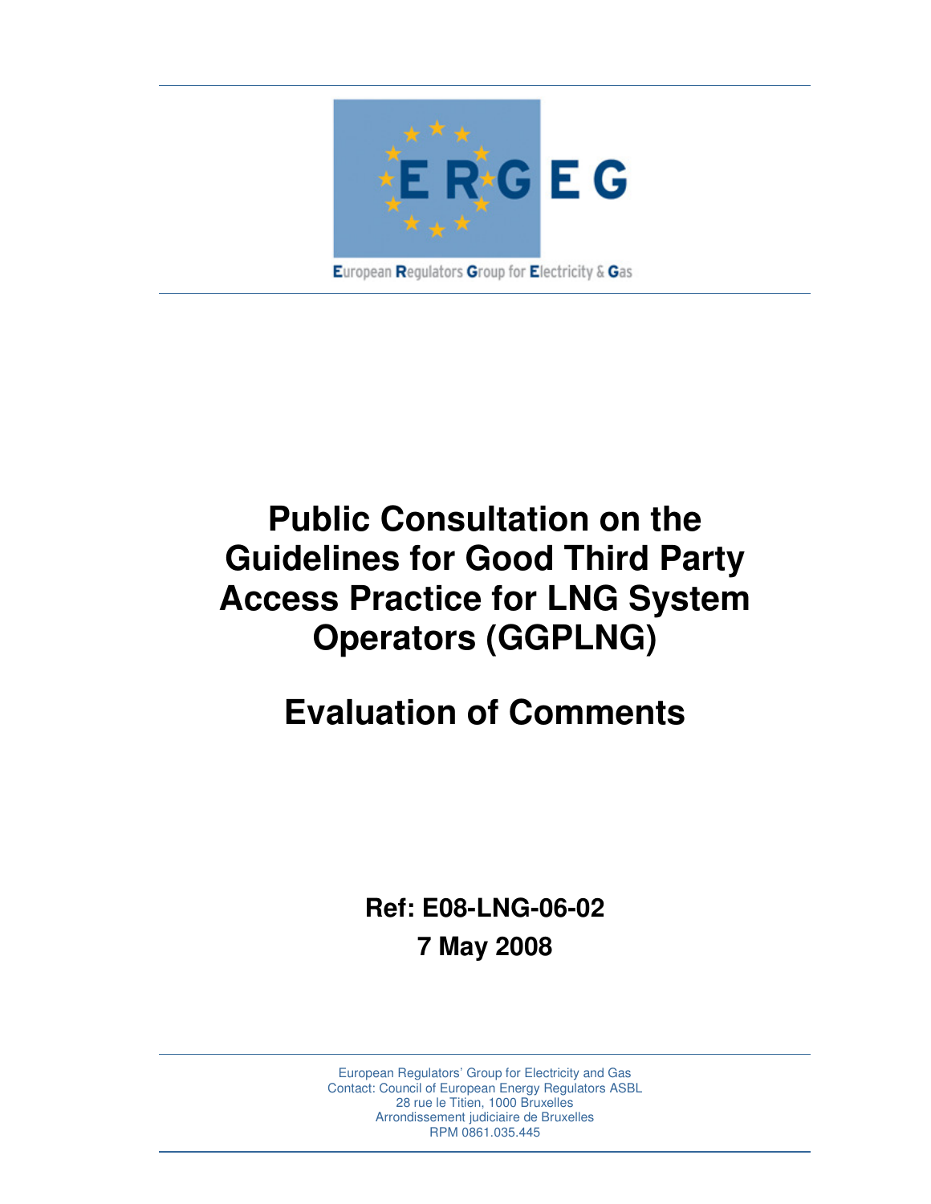ERGEG

European Regulators Group for Electricity & Gas

# Public Consultation on the Guidelines for Good Third Party Access Practice for LNG System Operators (GGPLNG)

# Evaluation of Comments

**Ref: E08-LNG-06-02**

**7 May 2008**

European Regulators' Group for Electricity and Gas
Contact: Council of European Energy Regulators ASBL
28 rue le Titien, 1000 Bruxelles
Arrondissement judiciaire de Bruxelles
RPM 0861.035.445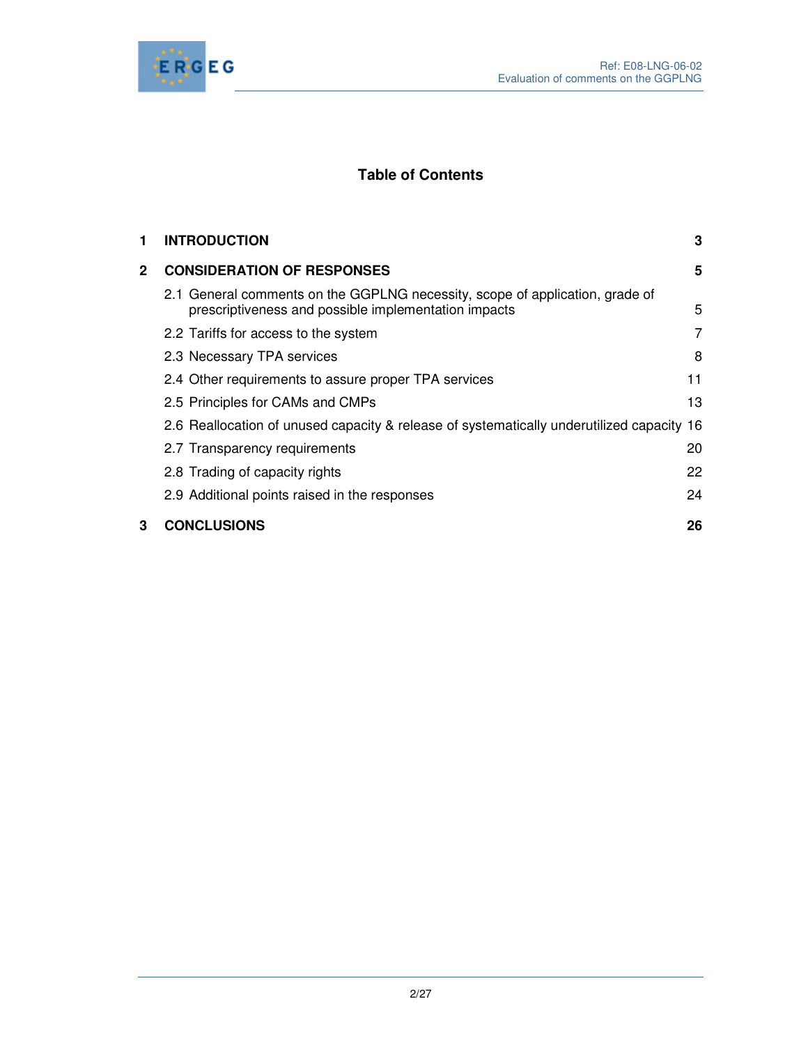# Table of Contents

| | | |
|---|---|---|
| **1** | **INTRODUCTION** | **3** |
| **2** | **CONSIDERATION OF RESPONSES** | **5** |
| | 2.1 General comments on the GGPLNG necessity, scope of application, grade of prescriptiveness and possible implementation impacts | 5 |
| | 2.2 Tariffs for access to the system | 7 |
| | 2.3 Necessary TPA services | 8 |
| | 2.4 Other requirements to assure proper TPA services | 11 |
| | 2.5 Principles for CAMs and CMPs | 13 |
| | 2.6 Reallocation of unused capacity & release of systematically underutilized capacity | 16 |
| | 2.7 Transparency requirements | 20 |
| | 2.8 Trading of capacity rights | 22 |
| | 2.9 Additional points raised in the responses | 24 |
| **3** | **CONCLUSIONS** | **26** |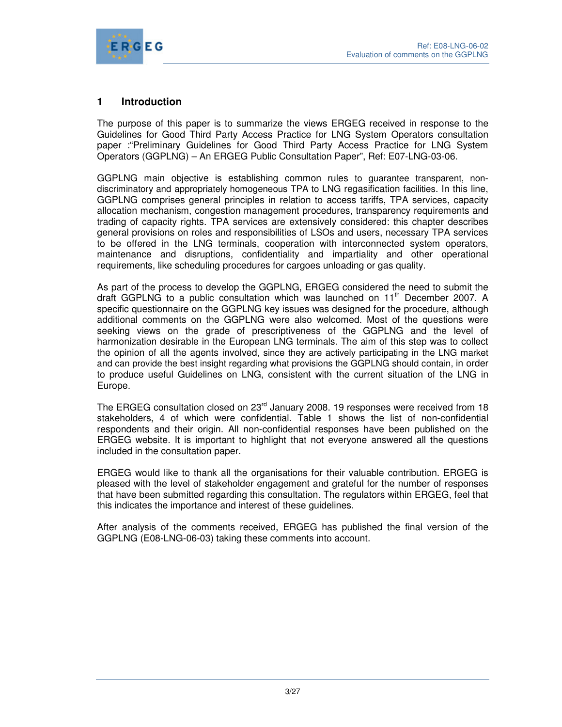## 1 Introduction

The purpose of this paper is to summarize the views ERGEG received in response to the Guidelines for Good Third Party Access Practice for LNG System Operators consultation paper :"Preliminary Guidelines for Good Third Party Access Practice for LNG System Operators (GGPLNG) – An ERGEG Public Consultation Paper", Ref: E07-LNG-03-06.

GGPLNG main objective is establishing common rules to guarantee transparent, non-discriminatory and appropriately homogeneous TPA to LNG regasification facilities. In this line, GGPLNG comprises general principles in relation to access tariffs, TPA services, capacity allocation mechanism, congestion management procedures, transparency requirements and trading of capacity rights. TPA services are extensively considered: this chapter describes general provisions on roles and responsibilities of LSOs and users, necessary TPA services to be offered in the LNG terminals, cooperation with interconnected system operators, maintenance and disruptions, confidentiality and impartiality and other operational requirements, like scheduling procedures for cargoes unloading or gas quality.

As part of the process to develop the GGPLNG, ERGEG considered the need to submit the draft GGPLNG to a public consultation which was launched on 11th December 2007. A specific questionnaire on the GGPLNG key issues was designed for the procedure, although additional comments on the GGPLNG were also welcomed. Most of the questions were seeking views on the grade of prescriptiveness of the GGPLNG and the level of harmonization desirable in the European LNG terminals. The aim of this step was to collect the opinion of all the agents involved, since they are actively participating in the LNG market and can provide the best insight regarding what provisions the GGPLNG should contain, in order to produce useful Guidelines on LNG, consistent with the current situation of the LNG in Europe.

The ERGEG consultation closed on 23rd January 2008. 19 responses were received from 18 stakeholders, 4 of which were confidential. Table 1 shows the list of non-confidential respondents and their origin. All non-confidential responses have been published on the ERGEG website. It is important to highlight that not everyone answered all the questions included in the consultation paper.

ERGEG would like to thank all the organisations for their valuable contribution. ERGEG is pleased with the level of stakeholder engagement and grateful for the number of responses that have been submitted regarding this consultation. The regulators within ERGEG, feel that this indicates the importance and interest of these guidelines.

After analysis of the comments received, ERGEG has published the final version of the GGPLNG (E08-LNG-06-03) taking these comments into account.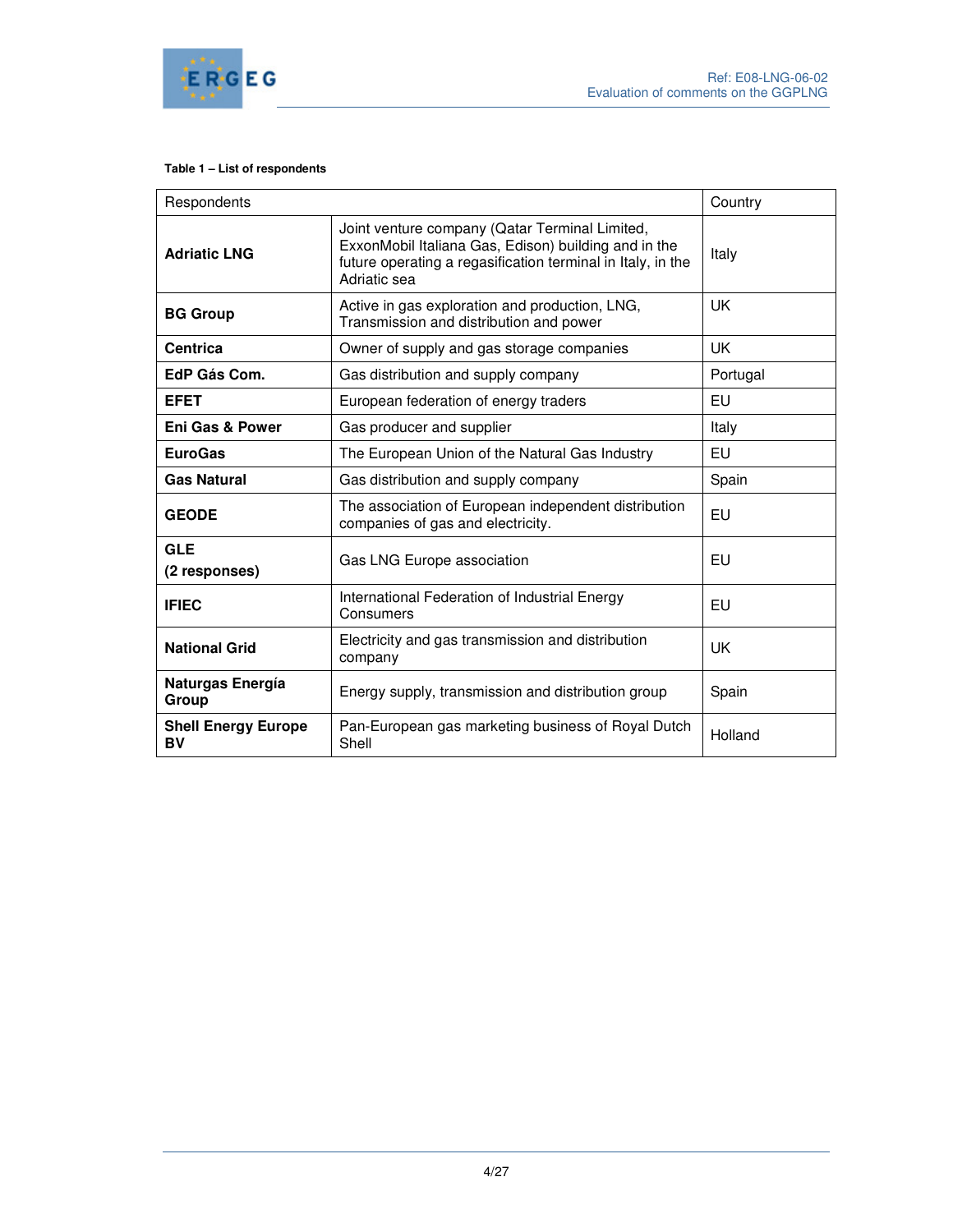**Table 1 – List of respondents**

| Respondents | | Country |
|---|---|---|
| **Adriatic LNG** | Joint venture company (Qatar Terminal Limited, ExxonMobil Italiana Gas, Edison) building and in the future operating a regasification terminal in Italy, in the Adriatic sea | Italy |
| **BG Group** | Active in gas exploration and production, LNG, Transmission and distribution and power | UK |
| **Centrica** | Owner of supply and gas storage companies | UK |
| **EdP Gás Com.** | Gas distribution and supply company | Portugal |
| **EFET** | European federation of energy traders | EU |
| **Eni Gas & Power** | Gas producer and supplier | Italy |
| **EuroGas** | The European Union of the Natural Gas Industry | EU |
| **Gas Natural** | Gas distribution and supply company | Spain |
| **GEODE** | The association of European independent distribution companies of gas and electricity. | EU |
| **GLE (2 responses)** | Gas LNG Europe association | EU |
| **IFIEC** | International Federation of Industrial Energy Consumers | EU |
| **National Grid** | Electricity and gas transmission and distribution company | UK |
| **Naturgas Energía Group** | Energy supply, transmission and distribution group | Spain |
| **Shell Energy Europe BV** | Pan-European gas marketing business of Royal Dutch Shell | Holland |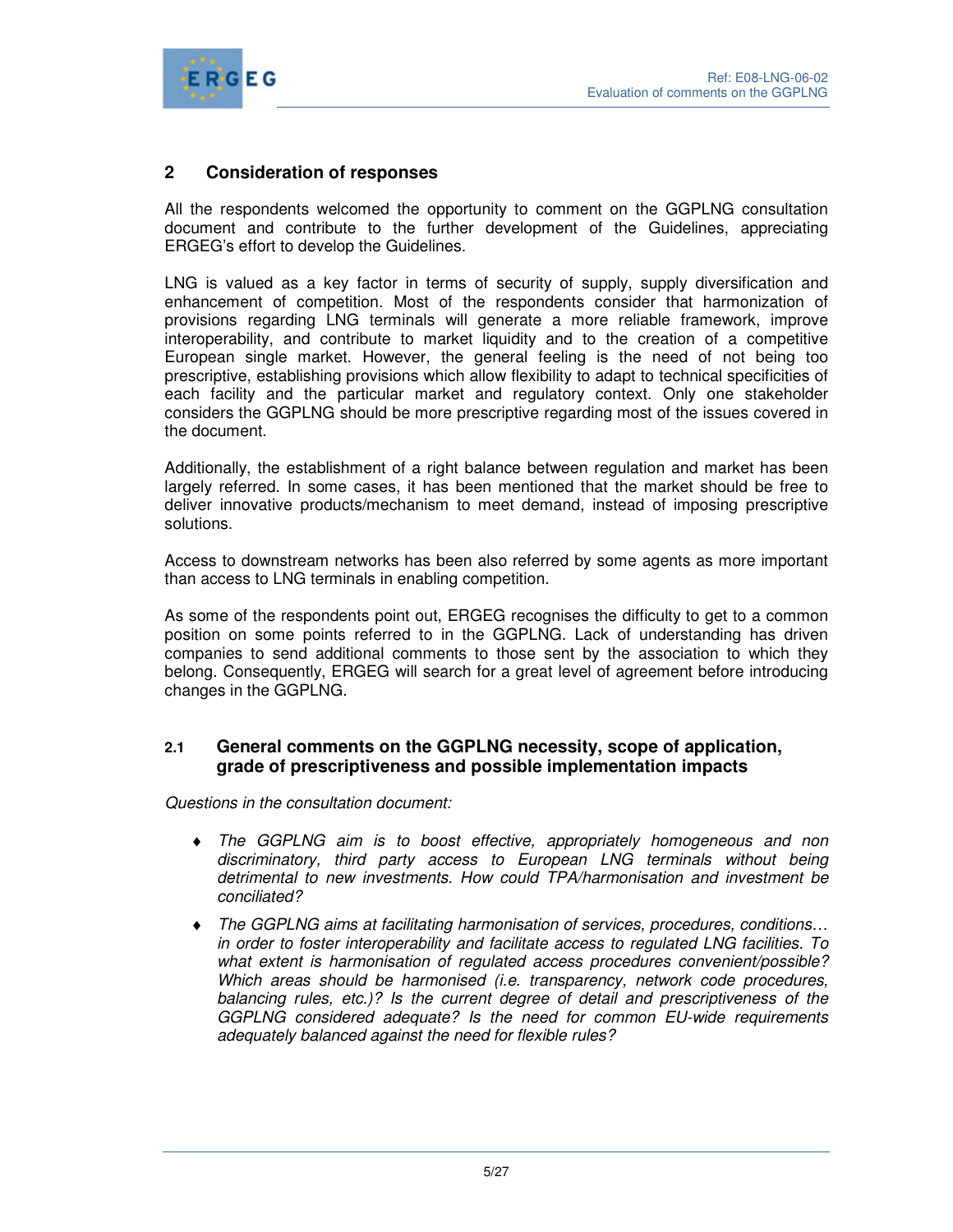## 2 Consideration of responses

All the respondents welcomed the opportunity to comment on the GGPLNG consultation document and contribute to the further development of the Guidelines, appreciating ERGEG's effort to develop the Guidelines.

LNG is valued as a key factor in terms of security of supply, supply diversification and enhancement of competition. Most of the respondents consider that harmonization of provisions regarding LNG terminals will generate a more reliable framework, improve interoperability, and contribute to market liquidity and to the creation of a competitive European single market. However, the general feeling is the need of not being too prescriptive, establishing provisions which allow flexibility to adapt to technical specificities of each facility and the particular market and regulatory context. Only one stakeholder considers the GGPLNG should be more prescriptive regarding most of the issues covered in the document.

Additionally, the establishment of a right balance between regulation and market has been largely referred. In some cases, it has been mentioned that the market should be free to deliver innovative products/mechanism to meet demand, instead of imposing prescriptive solutions.

Access to downstream networks has been also referred by some agents as more important than access to LNG terminals in enabling competition.

As some of the respondents point out, ERGEG recognises the difficulty to get to a common position on some points referred to in the GGPLNG. Lack of understanding has driven companies to send additional comments to those sent by the association to which they belong. Consequently, ERGEG will search for a great level of agreement before introducing changes in the GGPLNG.

### 2.1 General comments on the GGPLNG necessity, scope of application, grade of prescriptiveness and possible implementation impacts

*Questions in the consultation document:*

- *The GGPLNG aim is to boost effective, appropriately homogeneous and non discriminatory, third party access to European LNG terminals without being detrimental to new investments. How could TPA/harmonisation and investment be conciliated?*
- *The GGPLNG aims at facilitating harmonisation of services, procedures, conditions… in order to foster interoperability and facilitate access to regulated LNG facilities. To what extent is harmonisation of regulated access procedures convenient/possible? Which areas should be harmonised (i.e. transparency, network code procedures, balancing rules, etc.)? Is the current degree of detail and prescriptiveness of the GGPLNG considered adequate? Is the need for common EU-wide requirements adequately balanced against the need for flexible rules?*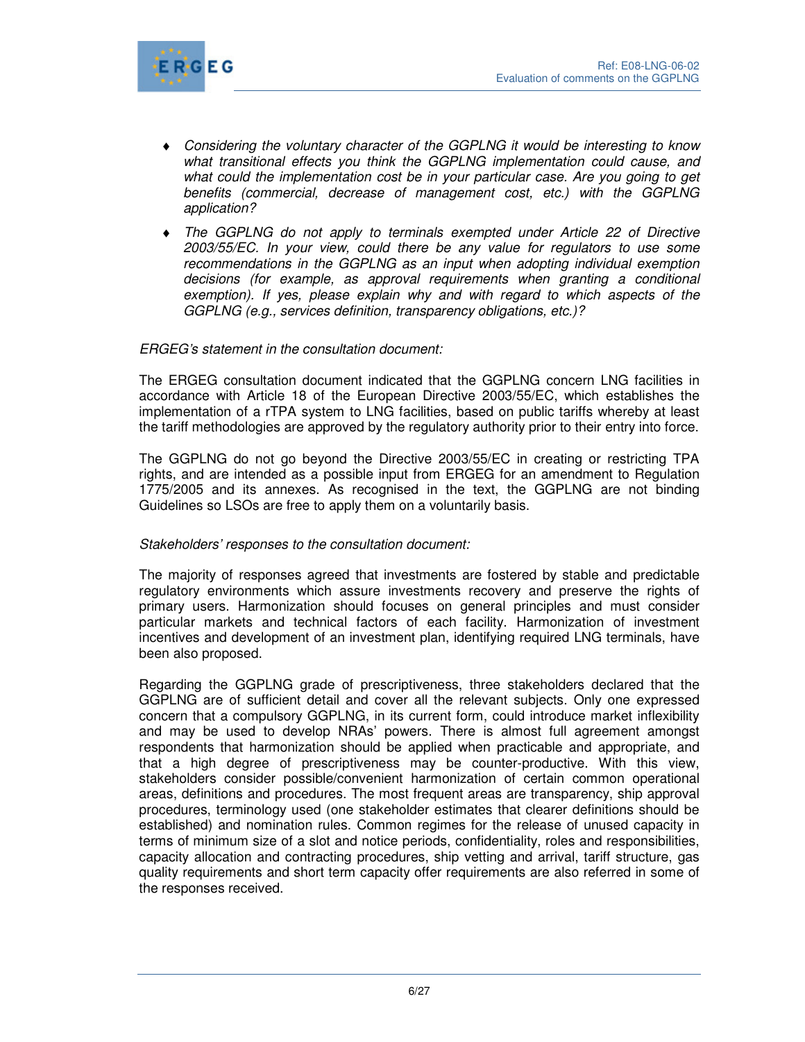- *Considering the voluntary character of the GGPLNG it would be interesting to know what transitional effects you think the GGPLNG implementation could cause, and what could the implementation cost be in your particular case. Are you going to get benefits (commercial, decrease of management cost, etc.) with the GGPLNG application?*
- *The GGPLNG do not apply to terminals exempted under Article 22 of Directive 2003/55/EC. In your view, could there be any value for regulators to use some recommendations in the GGPLNG as an input when adopting individual exemption decisions (for example, as approval requirements when granting a conditional exemption). If yes, please explain why and with regard to which aspects of the GGPLNG (e.g., services definition, transparency obligations, etc.)?*

*ERGEG's statement in the consultation document:*

The ERGEG consultation document indicated that the GGPLNG concern LNG facilities in accordance with Article 18 of the European Directive 2003/55/EC, which establishes the implementation of a rTPA system to LNG facilities, based on public tariffs whereby at least the tariff methodologies are approved by the regulatory authority prior to their entry into force.

The GGPLNG do not go beyond the Directive 2003/55/EC in creating or restricting TPA rights, and are intended as a possible input from ERGEG for an amendment to Regulation 1775/2005 and its annexes. As recognised in the text, the GGPLNG are not binding Guidelines so LSOs are free to apply them on a voluntarily basis.

*Stakeholders' responses to the consultation document:*

The majority of responses agreed that investments are fostered by stable and predictable regulatory environments which assure investments recovery and preserve the rights of primary users. Harmonization should focuses on general principles and must consider particular markets and technical factors of each facility. Harmonization of investment incentives and development of an investment plan, identifying required LNG terminals, have been also proposed.

Regarding the GGPLNG grade of prescriptiveness, three stakeholders declared that the GGPLNG are of sufficient detail and cover all the relevant subjects. Only one expressed concern that a compulsory GGPLNG, in its current form, could introduce market inflexibility and may be used to develop NRAs' powers. There is almost full agreement amongst respondents that harmonization should be applied when practicable and appropriate, and that a high degree of prescriptiveness may be counter-productive. With this view, stakeholders consider possible/convenient harmonization of certain common operational areas, definitions and procedures. The most frequent areas are transparency, ship approval procedures, terminology used (one stakeholder estimates that clearer definitions should be established) and nomination rules. Common regimes for the release of unused capacity in terms of minimum size of a slot and notice periods, confidentiality, roles and responsibilities, capacity allocation and contracting procedures, ship vetting and arrival, tariff structure, gas quality requirements and short term capacity offer requirements are also referred in some of the responses received.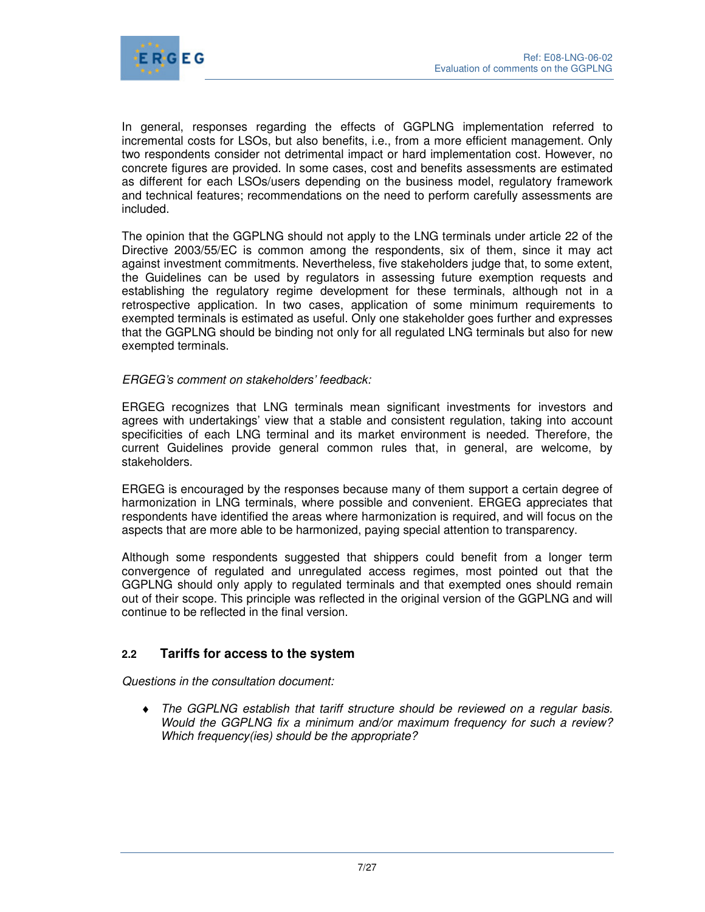In general, responses regarding the effects of GGPLNG implementation referred to incremental costs for LSOs, but also benefits, i.e., from a more efficient management. Only two respondents consider not detrimental impact or hard implementation cost. However, no concrete figures are provided. In some cases, cost and benefits assessments are estimated as different for each LSOs/users depending on the business model, regulatory framework and technical features; recommendations on the need to perform carefully assessments are included.

The opinion that the GGPLNG should not apply to the LNG terminals under article 22 of the Directive 2003/55/EC is common among the respondents, six of them, since it may act against investment commitments. Nevertheless, five stakeholders judge that, to some extent, the Guidelines can be used by regulators in assessing future exemption requests and establishing the regulatory regime development for these terminals, although not in a retrospective application. In two cases, application of some minimum requirements to exempted terminals is estimated as useful. Only one stakeholder goes further and expresses that the GGPLNG should be binding not only for all regulated LNG terminals but also for new exempted terminals.

*ERGEG's comment on stakeholders' feedback:*

ERGEG recognizes that LNG terminals mean significant investments for investors and agrees with undertakings' view that a stable and consistent regulation, taking into account specificities of each LNG terminal and its market environment is needed. Therefore, the current Guidelines provide general common rules that, in general, are welcome, by stakeholders.

ERGEG is encouraged by the responses because many of them support a certain degree of harmonization in LNG terminals, where possible and convenient. ERGEG appreciates that respondents have identified the areas where harmonization is required, and will focus on the aspects that are more able to be harmonized, paying special attention to transparency.

Although some respondents suggested that shippers could benefit from a longer term convergence of regulated and unregulated access regimes, most pointed out that the GGPLNG should only apply to regulated terminals and that exempted ones should remain out of their scope. This principle was reflected in the original version of the GGPLNG and will continue to be reflected in the final version.

## 2.2 Tariffs for access to the system

*Questions in the consultation document:*

- *The GGPLNG establish that tariff structure should be reviewed on a regular basis. Would the GGPLNG fix a minimum and/or maximum frequency for such a review? Which frequency(ies) should be the appropriate?*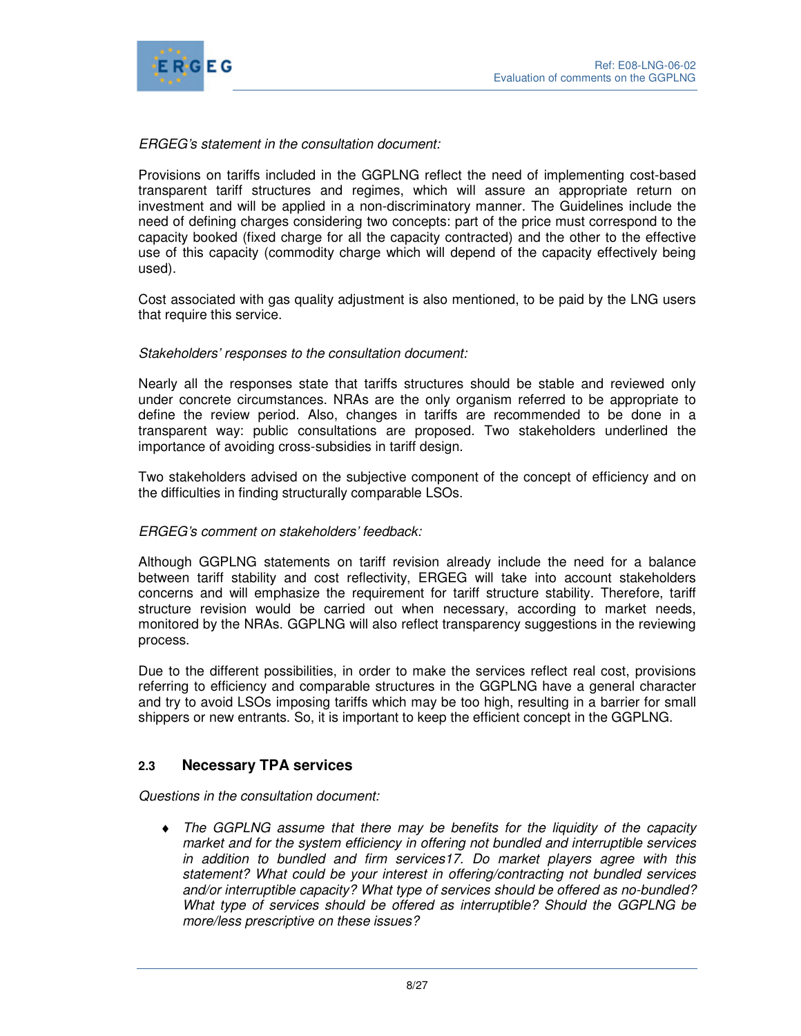*ERGEG's statement in the consultation document:*

Provisions on tariffs included in the GGPLNG reflect the need of implementing cost-based transparent tariff structures and regimes, which will assure an appropriate return on investment and will be applied in a non-discriminatory manner. The Guidelines include the need of defining charges considering two concepts: part of the price must correspond to the capacity booked (fixed charge for all the capacity contracted) and the other to the effective use of this capacity (commodity charge which will depend of the capacity effectively being used).

Cost associated with gas quality adjustment is also mentioned, to be paid by the LNG users that require this service.

*Stakeholders' responses to the consultation document:*

Nearly all the responses state that tariffs structures should be stable and reviewed only under concrete circumstances. NRAs are the only organism referred to be appropriate to define the review period. Also, changes in tariffs are recommended to be done in a transparent way: public consultations are proposed. Two stakeholders underlined the importance of avoiding cross-subsidies in tariff design.

Two stakeholders advised on the subjective component of the concept of efficiency and on the difficulties in finding structurally comparable LSOs.

*ERGEG's comment on stakeholders' feedback:*

Although GGPLNG statements on tariff revision already include the need for a balance between tariff stability and cost reflectivity, ERGEG will take into account stakeholders concerns and will emphasize the requirement for tariff structure stability. Therefore, tariff structure revision would be carried out when necessary, according to market needs, monitored by the NRAs. GGPLNG will also reflect transparency suggestions in the reviewing process.

Due to the different possibilities, in order to make the services reflect real cost, provisions referring to efficiency and comparable structures in the GGPLNG have a general character and try to avoid LSOs imposing tariffs which may be too high, resulting in a barrier for small shippers or new entrants. So, it is important to keep the efficient concept in the GGPLNG.

### 2.3 Necessary TPA services

*Questions in the consultation document:*

- *The GGPLNG assume that there may be benefits for the liquidity of the capacity market and for the system efficiency in offering not bundled and interruptible services in addition to bundled and firm services17. Do market players agree with this statement? What could be your interest in offering/contracting not bundled services and/or interruptible capacity? What type of services should be offered as no-bundled? What type of services should be offered as interruptible? Should the GGPLNG be more/less prescriptive on these issues?*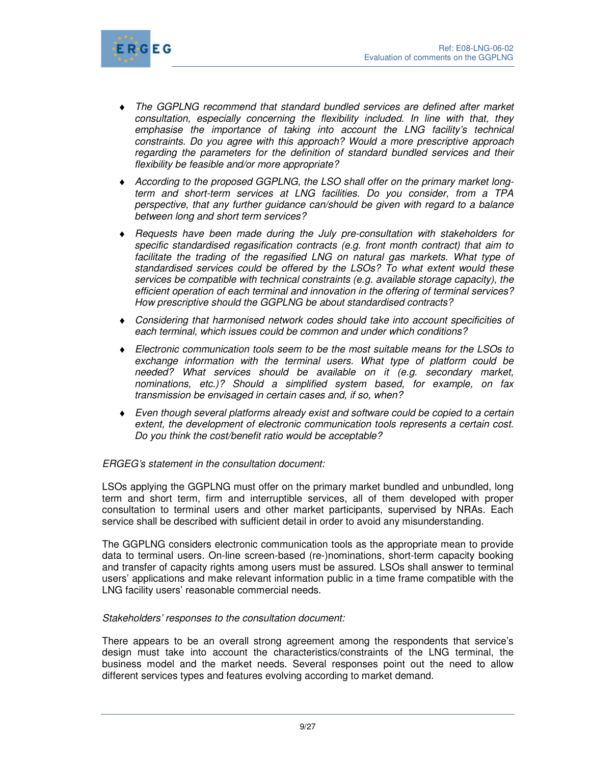- *The GGPLNG recommend that standard bundled services are defined after market consultation, especially concerning the flexibility included. In line with that, they emphasise the importance of taking into account the LNG facility's technical constraints. Do you agree with this approach? Would a more prescriptive approach regarding the parameters for the definition of standard bundled services and their flexibility be feasible and/or more appropriate?*
- *According to the proposed GGPLNG, the LSO shall offer on the primary market long-term and short-term services at LNG facilities. Do you consider, from a TPA perspective, that any further guidance can/should be given with regard to a balance between long and short term services?*
- *Requests have been made during the July pre-consultation with stakeholders for specific standardised regasification contracts (e.g. front month contract) that aim to facilitate the trading of the regasified LNG on natural gas markets. What type of standardised services could be offered by the LSOs? To what extent would these services be compatible with technical constraints (e.g. available storage capacity), the efficient operation of each terminal and innovation in the offering of terminal services? How prescriptive should the GGPLNG be about standardised contracts?*
- *Considering that harmonised network codes should take into account specificities of each terminal, which issues could be common and under which conditions?*
- *Electronic communication tools seem to be the most suitable means for the LSOs to exchange information with the terminal users. What type of platform could be needed? What services should be available on it (e.g. secondary market, nominations, etc.)? Should a simplified system based, for example, on fax transmission be envisaged in certain cases and, if so, when?*
- *Even though several platforms already exist and software could be copied to a certain extent, the development of electronic communication tools represents a certain cost. Do you think the cost/benefit ratio would be acceptable?*

*ERGEG's statement in the consultation document:*

LSOs applying the GGPLNG must offer on the primary market bundled and unbundled, long term and short term, firm and interruptible services, all of them developed with proper consultation to terminal users and other market participants, supervised by NRAs. Each service shall be described with sufficient detail in order to avoid any misunderstanding.

The GGPLNG considers electronic communication tools as the appropriate mean to provide data to terminal users. On-line screen-based (re-)nominations, short-term capacity booking and transfer of capacity rights among users must be assured. LSOs shall answer to terminal users' applications and make relevant information public in a time frame compatible with the LNG facility users' reasonable commercial needs.

*Stakeholders' responses to the consultation document:*

There appears to be an overall strong agreement among the respondents that service's design must take into account the characteristics/constraints of the LNG terminal, the business model and the market needs. Several responses point out the need to allow different services types and features evolving according to market demand.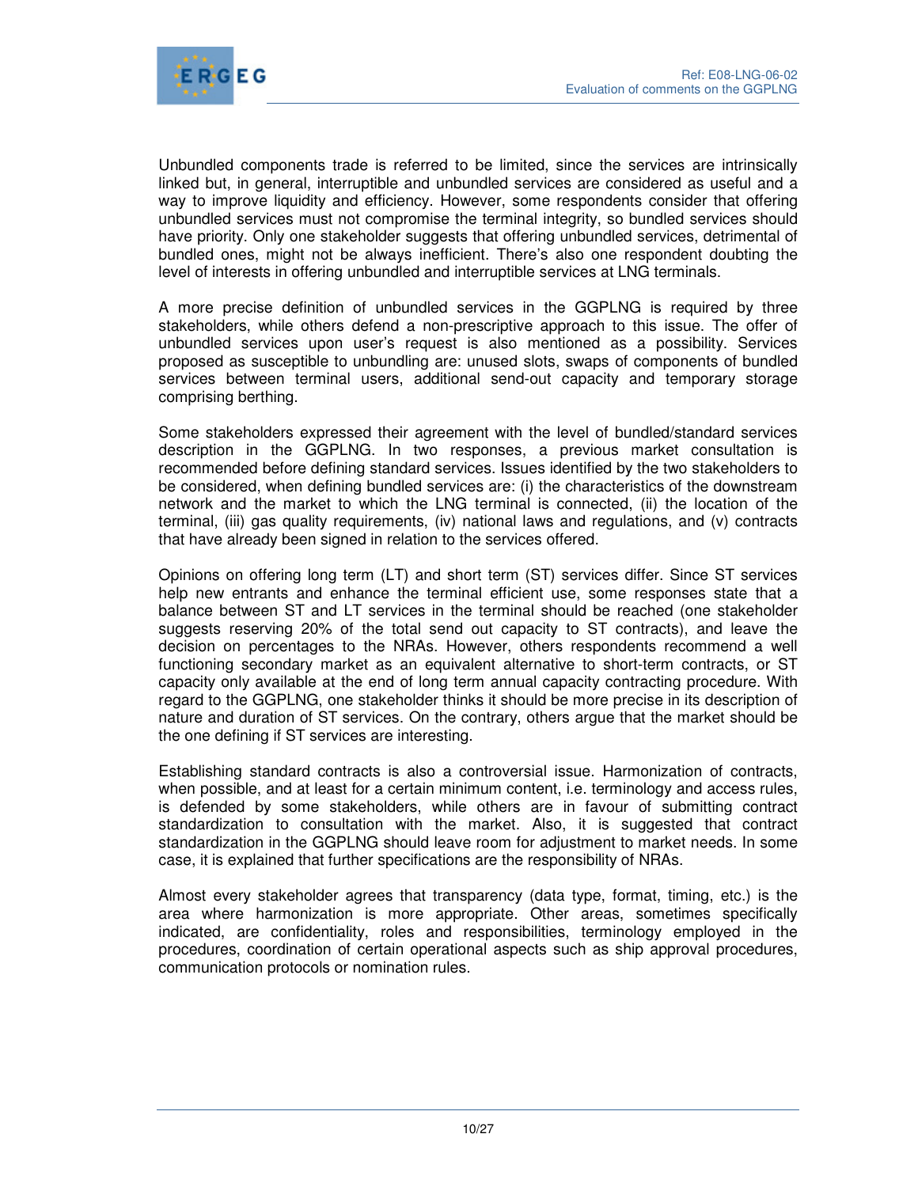Unbundled components trade is referred to be limited, since the services are intrinsically linked but, in general, interruptible and unbundled services are considered as useful and a way to improve liquidity and efficiency. However, some respondents consider that offering unbundled services must not compromise the terminal integrity, so bundled services should have priority. Only one stakeholder suggests that offering unbundled services, detrimental of bundled ones, might not be always inefficient. There's also one respondent doubting the level of interests in offering unbundled and interruptible services at LNG terminals.

A more precise definition of unbundled services in the GGPLNG is required by three stakeholders, while others defend a non-prescriptive approach to this issue. The offer of unbundled services upon user's request is also mentioned as a possibility. Services proposed as susceptible to unbundling are: unused slots, swaps of components of bundled services between terminal users, additional send-out capacity and temporary storage comprising berthing.

Some stakeholders expressed their agreement with the level of bundled/standard services description in the GGPLNG. In two responses, a previous market consultation is recommended before defining standard services. Issues identified by the two stakeholders to be considered, when defining bundled services are: (i) the characteristics of the downstream network and the market to which the LNG terminal is connected, (ii) the location of the terminal, (iii) gas quality requirements, (iv) national laws and regulations, and (v) contracts that have already been signed in relation to the services offered.

Opinions on offering long term (LT) and short term (ST) services differ. Since ST services help new entrants and enhance the terminal efficient use, some responses state that a balance between ST and LT services in the terminal should be reached (one stakeholder suggests reserving 20% of the total send out capacity to ST contracts), and leave the decision on percentages to the NRAs. However, others respondents recommend a well functioning secondary market as an equivalent alternative to short-term contracts, or ST capacity only available at the end of long term annual capacity contracting procedure. With regard to the GGPLNG, one stakeholder thinks it should be more precise in its description of nature and duration of ST services. On the contrary, others argue that the market should be the one defining if ST services are interesting.

Establishing standard contracts is also a controversial issue. Harmonization of contracts, when possible, and at least for a certain minimum content, i.e. terminology and access rules, is defended by some stakeholders, while others are in favour of submitting contract standardization to consultation with the market. Also, it is suggested that contract standardization in the GGPLNG should leave room for adjustment to market needs. In some case, it is explained that further specifications are the responsibility of NRAs.

Almost every stakeholder agrees that transparency (data type, format, timing, etc.) is the area where harmonization is more appropriate. Other areas, sometimes specifically indicated, are confidentiality, roles and responsibilities, terminology employed in the procedures, coordination of certain operational aspects such as ship approval procedures, communication protocols or nomination rules.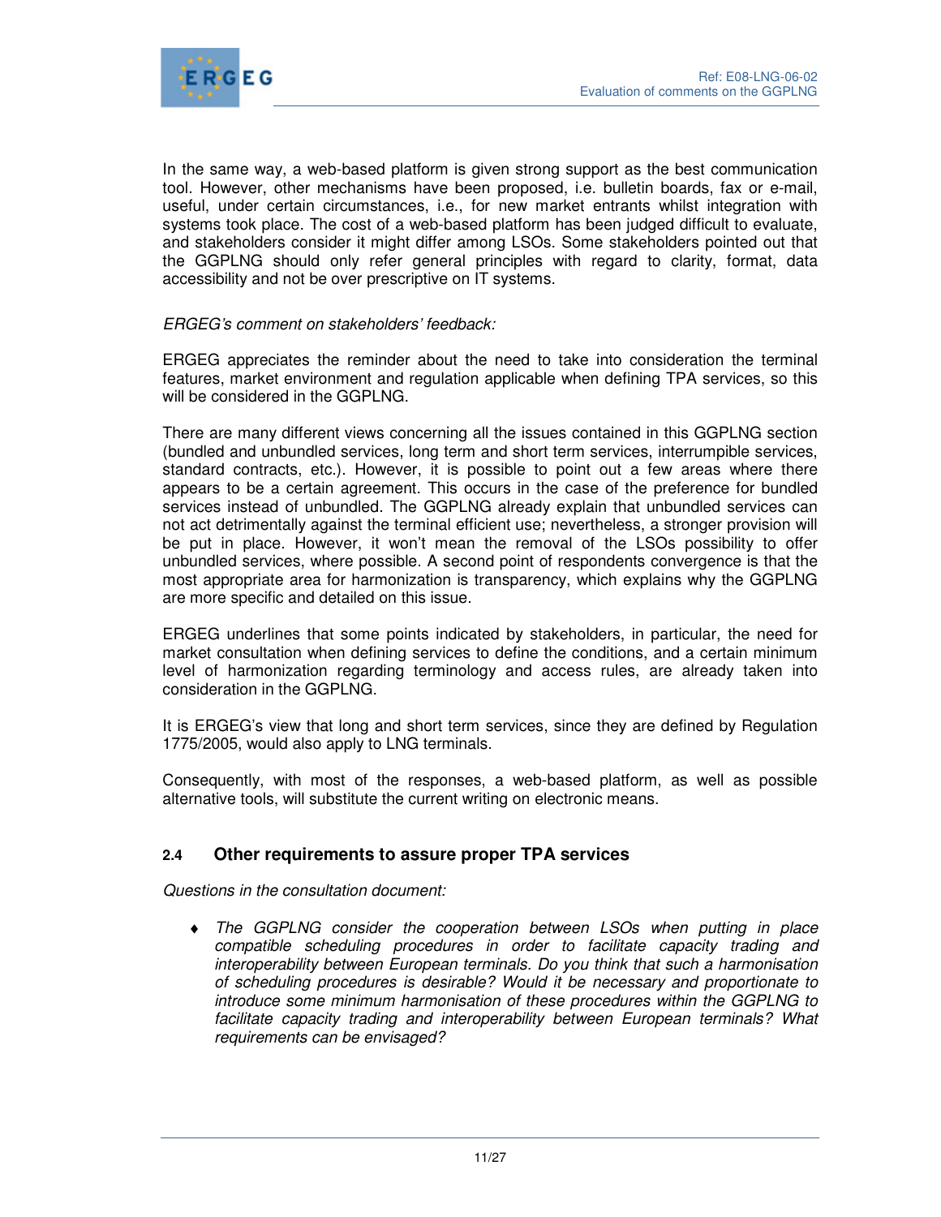In the same way, a web-based platform is given strong support as the best communication tool. However, other mechanisms have been proposed, i.e. bulletin boards, fax or e-mail, useful, under certain circumstances, i.e., for new market entrants whilst integration with systems took place. The cost of a web-based platform has been judged difficult to evaluate, and stakeholders consider it might differ among LSOs. Some stakeholders pointed out that the GGPLNG should only refer general principles with regard to clarity, format, data accessibility and not be over prescriptive on IT systems.

*ERGEG's comment on stakeholders' feedback:*

ERGEG appreciates the reminder about the need to take into consideration the terminal features, market environment and regulation applicable when defining TPA services, so this will be considered in the GGPLNG.

There are many different views concerning all the issues contained in this GGPLNG section (bundled and unbundled services, long term and short term services, interrumpible services, standard contracts, etc.). However, it is possible to point out a few areas where there appears to be a certain agreement. This occurs in the case of the preference for bundled services instead of unbundled. The GGPLNG already explain that unbundled services can not act detrimentally against the terminal efficient use; nevertheless, a stronger provision will be put in place. However, it won't mean the removal of the LSOs possibility to offer unbundled services, where possible. A second point of respondents convergence is that the most appropriate area for harmonization is transparency, which explains why the GGPLNG are more specific and detailed on this issue.

ERGEG underlines that some points indicated by stakeholders, in particular, the need for market consultation when defining services to define the conditions, and a certain minimum level of harmonization regarding terminology and access rules, are already taken into consideration in the GGPLNG.

It is ERGEG's view that long and short term services, since they are defined by Regulation 1775/2005, would also apply to LNG terminals.

Consequently, with most of the responses, a web-based platform, as well as possible alternative tools, will substitute the current writing on electronic means.

## 2.4 Other requirements to assure proper TPA services

*Questions in the consultation document:*

- *The GGPLNG consider the cooperation between LSOs when putting in place compatible scheduling procedures in order to facilitate capacity trading and interoperability between European terminals. Do you think that such a harmonisation of scheduling procedures is desirable? Would it be necessary and proportionate to introduce some minimum harmonisation of these procedures within the GGPLNG to facilitate capacity trading and interoperability between European terminals? What requirements can be envisaged?*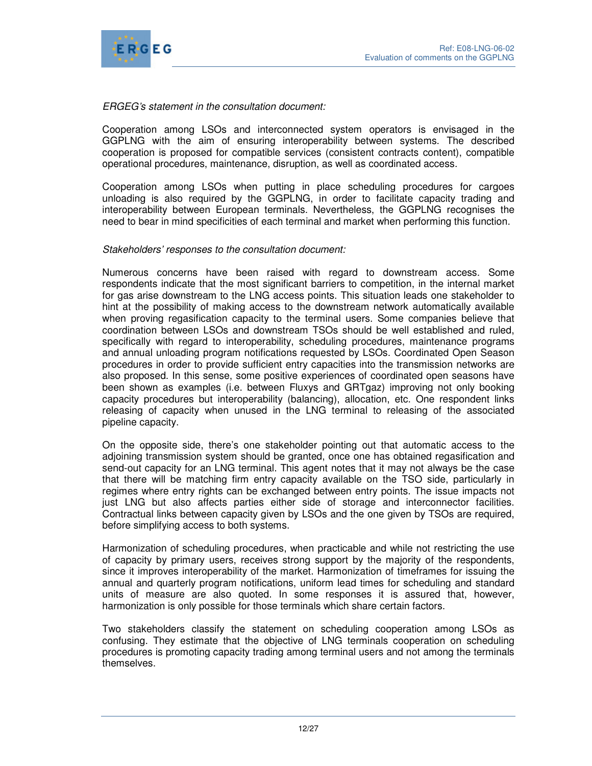*ERGEG's statement in the consultation document:*

Cooperation among LSOs and interconnected system operators is envisaged in the GGPLNG with the aim of ensuring interoperability between systems. The described cooperation is proposed for compatible services (consistent contracts content), compatible operational procedures, maintenance, disruption, as well as coordinated access.

Cooperation among LSOs when putting in place scheduling procedures for cargoes unloading is also required by the GGPLNG, in order to facilitate capacity trading and interoperability between European terminals. Nevertheless, the GGPLNG recognises the need to bear in mind specificities of each terminal and market when performing this function.

*Stakeholders' responses to the consultation document:*

Numerous concerns have been raised with regard to downstream access. Some respondents indicate that the most significant barriers to competition, in the internal market for gas arise downstream to the LNG access points. This situation leads one stakeholder to hint at the possibility of making access to the downstream network automatically available when proving regasification capacity to the terminal users. Some companies believe that coordination between LSOs and downstream TSOs should be well established and ruled, specifically with regard to interoperability, scheduling procedures, maintenance programs and annual unloading program notifications requested by LSOs. Coordinated Open Season procedures in order to provide sufficient entry capacities into the transmission networks are also proposed. In this sense, some positive experiences of coordinated open seasons have been shown as examples (i.e. between Fluxys and GRTgaz) improving not only booking capacity procedures but interoperability (balancing), allocation, etc. One respondent links releasing of capacity when unused in the LNG terminal to releasing of the associated pipeline capacity.

On the opposite side, there's one stakeholder pointing out that automatic access to the adjoining transmission system should be granted, once one has obtained regasification and send-out capacity for an LNG terminal. This agent notes that it may not always be the case that there will be matching firm entry capacity available on the TSO side, particularly in regimes where entry rights can be exchanged between entry points. The issue impacts not just LNG but also affects parties either side of storage and interconnector facilities. Contractual links between capacity given by LSOs and the one given by TSOs are required, before simplifying access to both systems.

Harmonization of scheduling procedures, when practicable and while not restricting the use of capacity by primary users, receives strong support by the majority of the respondents, since it improves interoperability of the market. Harmonization of timeframes for issuing the annual and quarterly program notifications, uniform lead times for scheduling and standard units of measure are also quoted. In some responses it is assured that, however, harmonization is only possible for those terminals which share certain factors.

Two stakeholders classify the statement on scheduling cooperation among LSOs as confusing. They estimate that the objective of LNG terminals cooperation on scheduling procedures is promoting capacity trading among terminal users and not among the terminals themselves.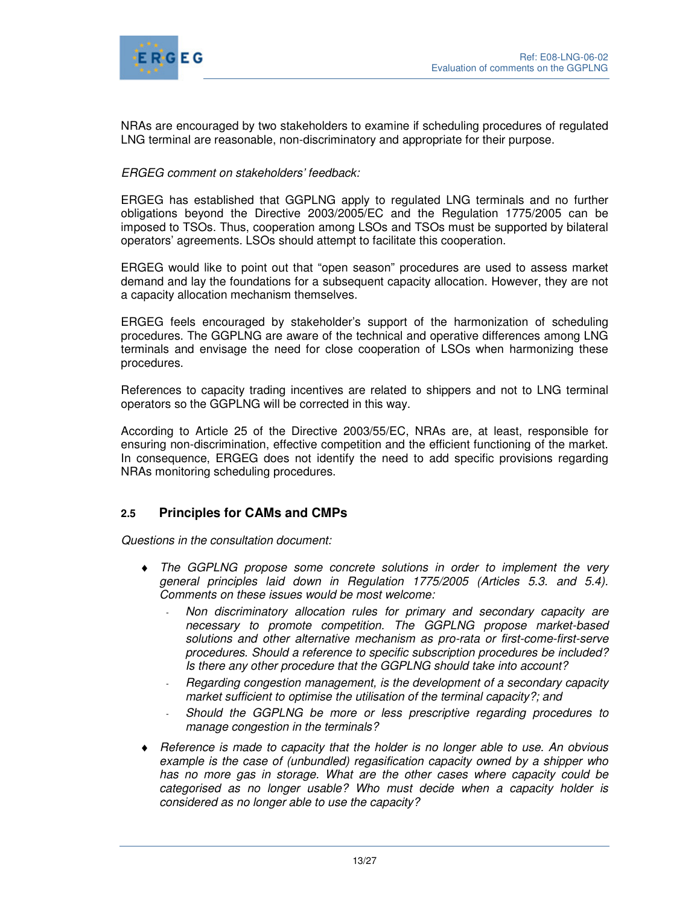NRAs are encouraged by two stakeholders to examine if scheduling procedures of regulated LNG terminal are reasonable, non-discriminatory and appropriate for their purpose.

*ERGEG comment on stakeholders' feedback:*

ERGEG has established that GGPLNG apply to regulated LNG terminals and no further obligations beyond the Directive 2003/2005/EC and the Regulation 1775/2005 can be imposed to TSOs. Thus, cooperation among LSOs and TSOs must be supported by bilateral operators' agreements. LSOs should attempt to facilitate this cooperation.

ERGEG would like to point out that "open season" procedures are used to assess market demand and lay the foundations for a subsequent capacity allocation. However, they are not a capacity allocation mechanism themselves.

ERGEG feels encouraged by stakeholder's support of the harmonization of scheduling procedures. The GGPLNG are aware of the technical and operative differences among LNG terminals and envisage the need for close cooperation of LSOs when harmonizing these procedures.

References to capacity trading incentives are related to shippers and not to LNG terminal operators so the GGPLNG will be corrected in this way.

According to Article 25 of the Directive 2003/55/EC, NRAs are, at least, responsible for ensuring non-discrimination, effective competition and the efficient functioning of the market. In consequence, ERGEG does not identify the need to add specific provisions regarding NRAs monitoring scheduling procedures.

## 2.5 Principles for CAMs and CMPs

*Questions in the consultation document:*

- *The GGPLNG propose some concrete solutions in order to implement the very general principles laid down in Regulation 1775/2005 (Articles 5.3. and 5.4). Comments on these issues would be most welcome:*
  - *Non discriminatory allocation rules for primary and secondary capacity are necessary to promote competition. The GGPLNG propose market-based solutions and other alternative mechanism as pro-rata or first-come-first-serve procedures. Should a reference to specific subscription procedures be included? Is there any other procedure that the GGPLNG should take into account?*
  - *Regarding congestion management, is the development of a secondary capacity market sufficient to optimise the utilisation of the terminal capacity?; and*
  - *Should the GGPLNG be more or less prescriptive regarding procedures to manage congestion in the terminals?*
- *Reference is made to capacity that the holder is no longer able to use. An obvious example is the case of (unbundled) regasification capacity owned by a shipper who has no more gas in storage. What are the other cases where capacity could be categorised as no longer usable? Who must decide when a capacity holder is considered as no longer able to use the capacity?*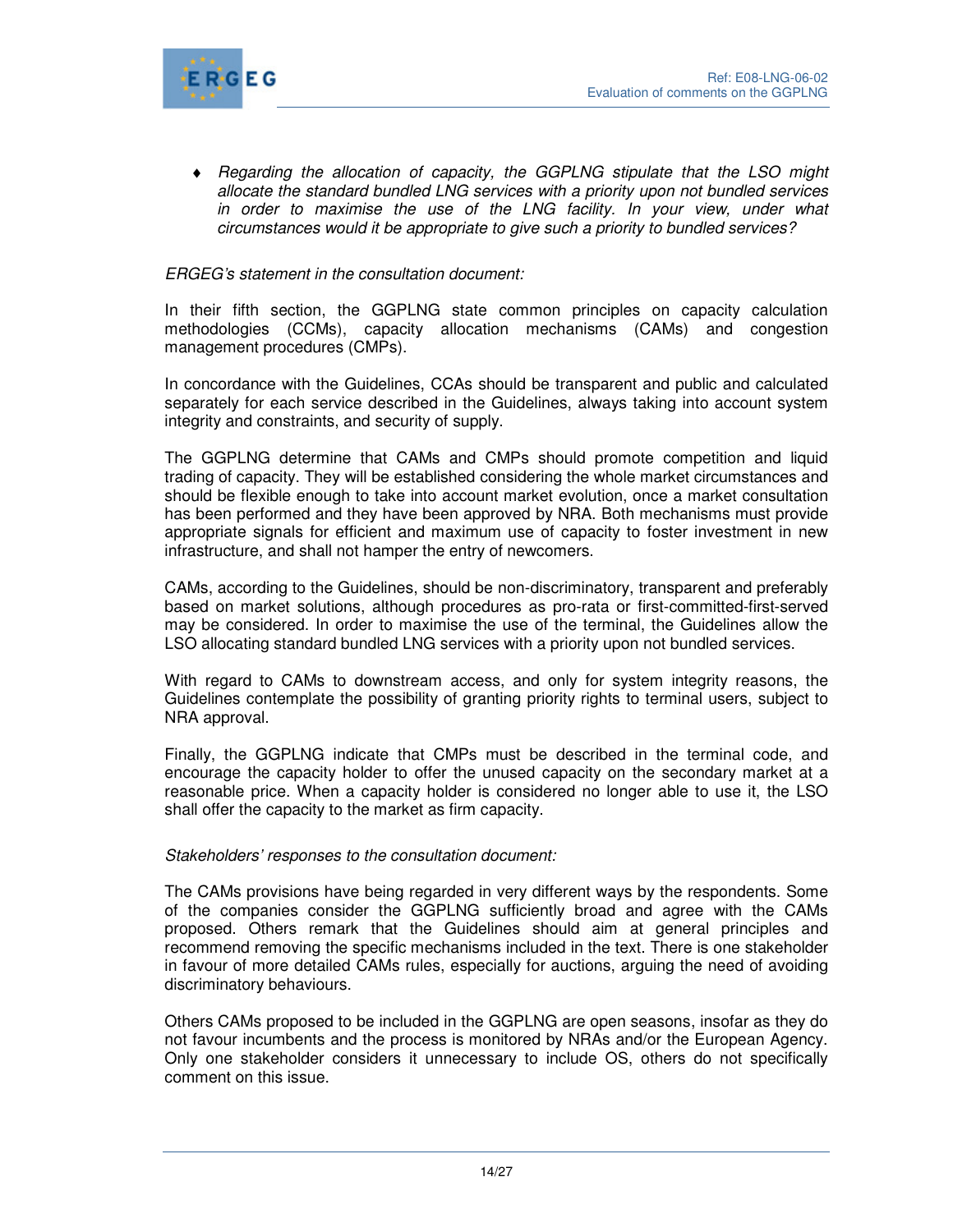- *Regarding the allocation of capacity, the GGPLNG stipulate that the LSO might allocate the standard bundled LNG services with a priority upon not bundled services in order to maximise the use of the LNG facility. In your view, under what circumstances would it be appropriate to give such a priority to bundled services?*

*ERGEG's statement in the consultation document:*

In their fifth section, the GGPLNG state common principles on capacity calculation methodologies (CCMs), capacity allocation mechanisms (CAMs) and congestion management procedures (CMPs).

In concordance with the Guidelines, CCAs should be transparent and public and calculated separately for each service described in the Guidelines, always taking into account system integrity and constraints, and security of supply.

The GGPLNG determine that CAMs and CMPs should promote competition and liquid trading of capacity. They will be established considering the whole market circumstances and should be flexible enough to take into account market evolution, once a market consultation has been performed and they have been approved by NRA. Both mechanisms must provide appropriate signals for efficient and maximum use of capacity to foster investment in new infrastructure, and shall not hamper the entry of newcomers.

CAMs, according to the Guidelines, should be non-discriminatory, transparent and preferably based on market solutions, although procedures as pro-rata or first-committed-first-served may be considered. In order to maximise the use of the terminal, the Guidelines allow the LSO allocating standard bundled LNG services with a priority upon not bundled services.

With regard to CAMs to downstream access, and only for system integrity reasons, the Guidelines contemplate the possibility of granting priority rights to terminal users, subject to NRA approval.

Finally, the GGPLNG indicate that CMPs must be described in the terminal code, and encourage the capacity holder to offer the unused capacity on the secondary market at a reasonable price. When a capacity holder is considered no longer able to use it, the LSO shall offer the capacity to the market as firm capacity.

*Stakeholders' responses to the consultation document:*

The CAMs provisions have being regarded in very different ways by the respondents. Some of the companies consider the GGPLNG sufficiently broad and agree with the CAMs proposed. Others remark that the Guidelines should aim at general principles and recommend removing the specific mechanisms included in the text. There is one stakeholder in favour of more detailed CAMs rules, especially for auctions, arguing the need of avoiding discriminatory behaviours.

Others CAMs proposed to be included in the GGPLNG are open seasons, insofar as they do not favour incumbents and the process is monitored by NRAs and/or the European Agency. Only one stakeholder considers it unnecessary to include OS, others do not specifically comment on this issue.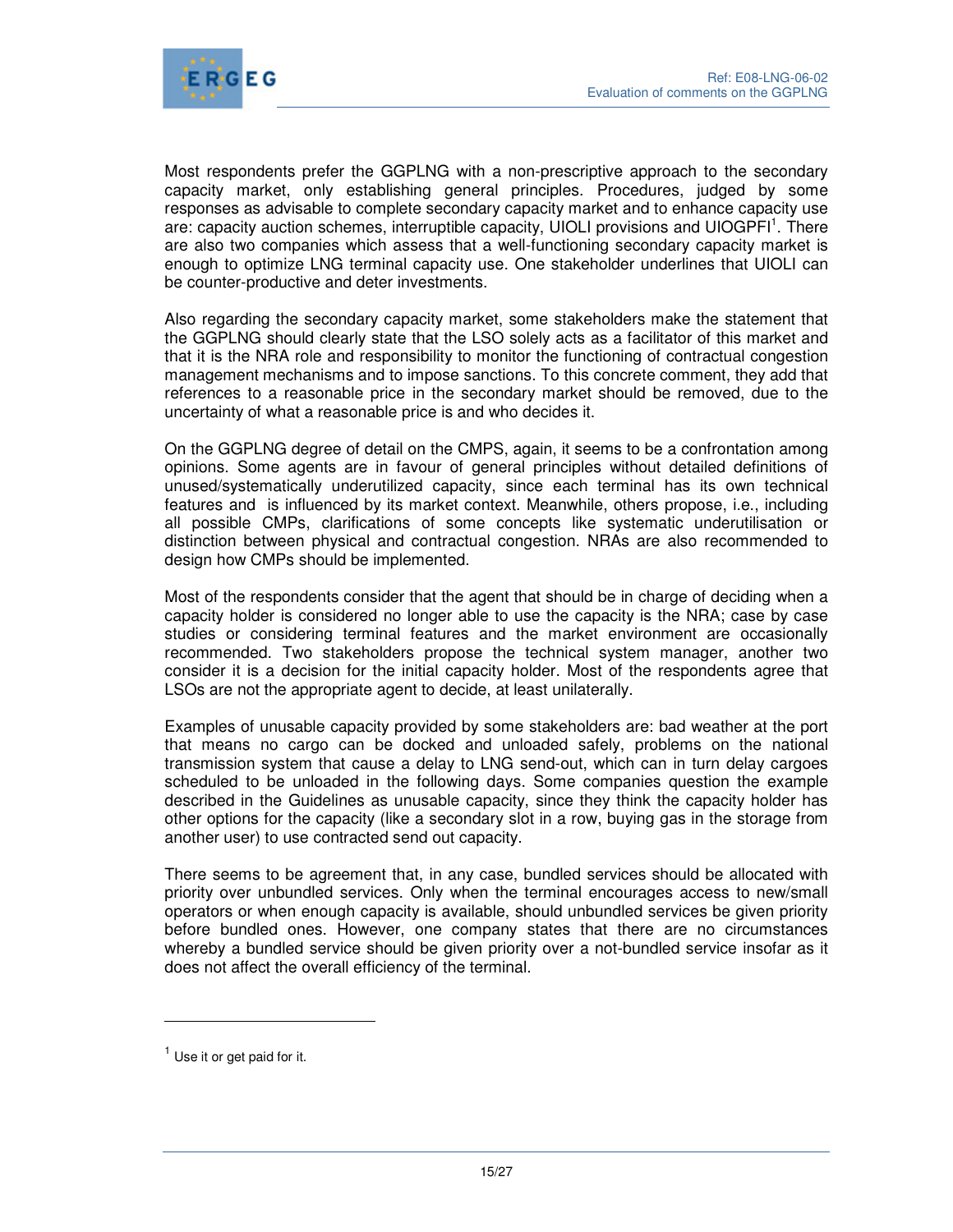Most respondents prefer the GGPLNG with a non-prescriptive approach to the secondary capacity market, only establishing general principles. Procedures, judged by some responses as advisable to complete secondary capacity market and to enhance capacity use are: capacity auction schemes, interruptible capacity, UIOLI provisions and UIOGPFI[1]. There are also two companies which assess that a well-functioning secondary capacity market is enough to optimize LNG terminal capacity use. One stakeholder underlines that UIOLI can be counter-productive and deter investments.

Also regarding the secondary capacity market, some stakeholders make the statement that the GGPLNG should clearly state that the LSO solely acts as a facilitator of this market and that it is the NRA role and responsibility to monitor the functioning of contractual congestion management mechanisms and to impose sanctions. To this concrete comment, they add that references to a reasonable price in the secondary market should be removed, due to the uncertainty of what a reasonable price is and who decides it.

On the GGPLNG degree of detail on the CMPS, again, it seems to be a confrontation among opinions. Some agents are in favour of general principles without detailed definitions of unused/systematically underutilized capacity, since each terminal has its own technical features and is influenced by its market context. Meanwhile, others propose, i.e., including all possible CMPs, clarifications of some concepts like systematic underutilisation or distinction between physical and contractual congestion. NRAs are also recommended to design how CMPs should be implemented.

Most of the respondents consider that the agent that should be in charge of deciding when a capacity holder is considered no longer able to use the capacity is the NRA; case by case studies or considering terminal features and the market environment are occasionally recommended. Two stakeholders propose the technical system manager, another two consider it is a decision for the initial capacity holder. Most of the respondents agree that LSOs are not the appropriate agent to decide, at least unilaterally.

Examples of unusable capacity provided by some stakeholders are: bad weather at the port that means no cargo can be docked and unloaded safely, problems on the national transmission system that cause a delay to LNG send-out, which can in turn delay cargoes scheduled to be unloaded in the following days. Some companies question the example described in the Guidelines as unusable capacity, since they think the capacity holder has other options for the capacity (like a secondary slot in a row, buying gas in the storage from another user) to use contracted send out capacity.

There seems to be agreement that, in any case, bundled services should be allocated with priority over unbundled services. Only when the terminal encourages access to new/small operators or when enough capacity is available, should unbundled services be given priority before bundled ones. However, one company states that there are no circumstances whereby a bundled service should be given priority over a not-bundled service insofar as it does not affect the overall efficiency of the terminal.

---

[1] Use it or get paid for it.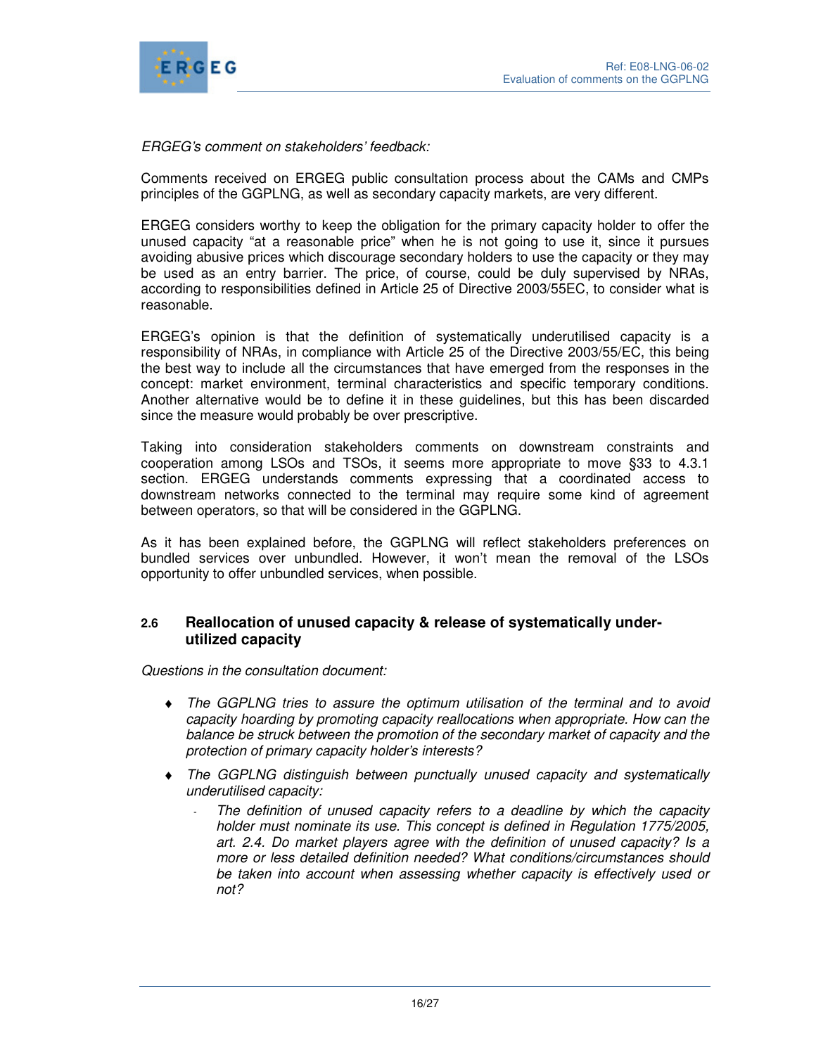*ERGEG's comment on stakeholders' feedback:*

Comments received on ERGEG public consultation process about the CAMs and CMPs principles of the GGPLNG, as well as secondary capacity markets, are very different.

ERGEG considers worthy to keep the obligation for the primary capacity holder to offer the unused capacity "at a reasonable price" when he is not going to use it, since it pursues avoiding abusive prices which discourage secondary holders to use the capacity or they may be used as an entry barrier. The price, of course, could be duly supervised by NRAs, according to responsibilities defined in Article 25 of Directive 2003/55EC, to consider what is reasonable.

ERGEG's opinion is that the definition of systematically underutilised capacity is a responsibility of NRAs, in compliance with Article 25 of the Directive 2003/55/EC, this being the best way to include all the circumstances that have emerged from the responses in the concept: market environment, terminal characteristics and specific temporary conditions. Another alternative would be to define it in these guidelines, but this has been discarded since the measure would probably be over prescriptive.

Taking into consideration stakeholders comments on downstream constraints and cooperation among LSOs and TSOs, it seems more appropriate to move §33 to 4.3.1 section. ERGEG understands comments expressing that a coordinated access to downstream networks connected to the terminal may require some kind of agreement between operators, so that will be considered in the GGPLNG.

As it has been explained before, the GGPLNG will reflect stakeholders preferences on bundled services over unbundled. However, it won't mean the removal of the LSOs opportunity to offer unbundled services, when possible.

## 2.6 Reallocation of unused capacity & release of systematically under-utilized capacity

*Questions in the consultation document:*

- *The GGPLNG tries to assure the optimum utilisation of the terminal and to avoid capacity hoarding by promoting capacity reallocations when appropriate. How can the balance be struck between the promotion of the secondary market of capacity and the protection of primary capacity holder's interests?*
- *The GGPLNG distinguish between punctually unused capacity and systematically underutilised capacity:*
  - *The definition of unused capacity refers to a deadline by which the capacity holder must nominate its use. This concept is defined in Regulation 1775/2005, art. 2.4. Do market players agree with the definition of unused capacity? Is a more or less detailed definition needed? What conditions/circumstances should be taken into account when assessing whether capacity is effectively used or not?*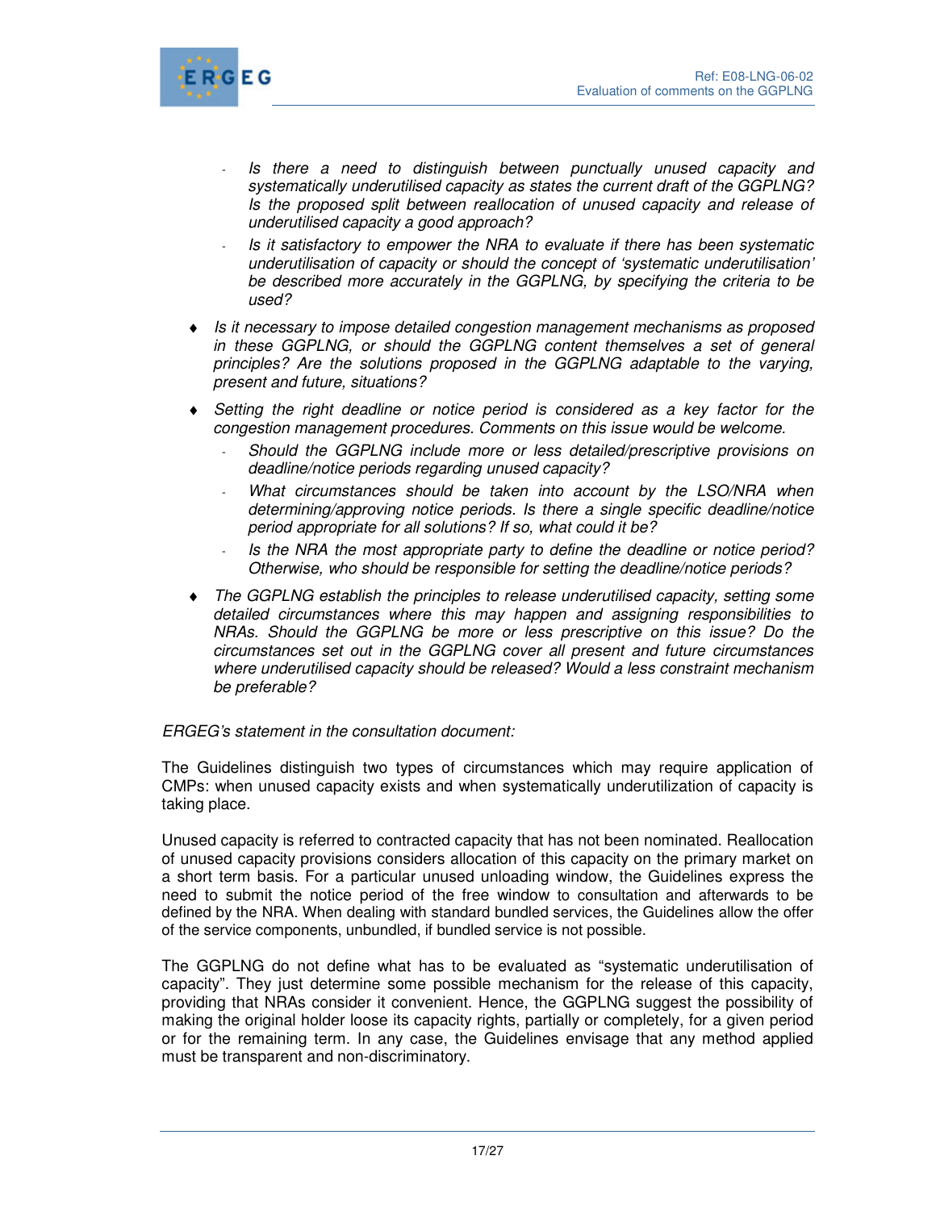- *Is there a need to distinguish between punctually unused capacity and systematically underutilised capacity as states the current draft of the GGPLNG? Is the proposed split between reallocation of unused capacity and release of underutilised capacity a good approach?*
  - *Is it satisfactory to empower the NRA to evaluate if there has been systematic underutilisation of capacity or should the concept of 'systematic underutilisation' be described more accurately in the GGPLNG, by specifying the criteria to be used?*

- *Is it necessary to impose detailed congestion management mechanisms as proposed in these GGPLNG, or should the GGPLNG content themselves a set of general principles? Are the solutions proposed in the GGPLNG adaptable to the varying, present and future, situations?*
- *Setting the right deadline or notice period is considered as a key factor for the congestion management procedures. Comments on this issue would be welcome.*
  - *Should the GGPLNG include more or less detailed/prescriptive provisions on deadline/notice periods regarding unused capacity?*
  - *What circumstances should be taken into account by the LSO/NRA when determining/approving notice periods. Is there a single specific deadline/notice period appropriate for all solutions? If so, what could it be?*
  - *Is the NRA the most appropriate party to define the deadline or notice period? Otherwise, who should be responsible for setting the deadline/notice periods?*
- *The GGPLNG establish the principles to release underutilised capacity, setting some detailed circumstances where this may happen and assigning responsibilities to NRAs. Should the GGPLNG be more or less prescriptive on this issue? Do the circumstances set out in the GGPLNG cover all present and future circumstances where underutilised capacity should be released? Would a less constraint mechanism be preferable?*

*ERGEG's statement in the consultation document:*

The Guidelines distinguish two types of circumstances which may require application of CMPs: when unused capacity exists and when systematically underutilization of capacity is taking place.

Unused capacity is referred to contracted capacity that has not been nominated. Reallocation of unused capacity provisions considers allocation of this capacity on the primary market on a short term basis. For a particular unused unloading window, the Guidelines express the need to submit the notice period of the free window to consultation and afterwards to be defined by the NRA. When dealing with standard bundled services, the Guidelines allow the offer of the service components, unbundled, if bundled service is not possible.

The GGPLNG do not define what has to be evaluated as "systematic underutilisation of capacity". They just determine some possible mechanism for the release of this capacity, providing that NRAs consider it convenient. Hence, the GGPLNG suggest the possibility of making the original holder loose its capacity rights, partially or completely, for a given period or for the remaining term. In any case, the Guidelines envisage that any method applied must be transparent and non-discriminatory.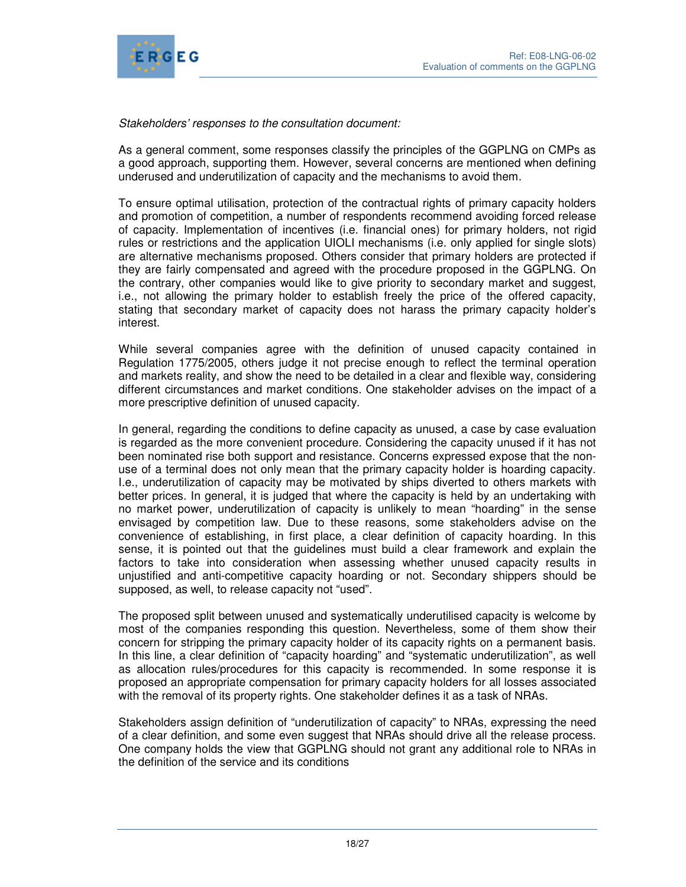*Stakeholders' responses to the consultation document:*

As a general comment, some responses classify the principles of the GGPLNG on CMPs as a good approach, supporting them. However, several concerns are mentioned when defining underused and underutilization of capacity and the mechanisms to avoid them.

To ensure optimal utilisation, protection of the contractual rights of primary capacity holders and promotion of competition, a number of respondents recommend avoiding forced release of capacity. Implementation of incentives (i.e. financial ones) for primary holders, not rigid rules or restrictions and the application UIOLI mechanisms (i.e. only applied for single slots) are alternative mechanisms proposed. Others consider that primary holders are protected if they are fairly compensated and agreed with the procedure proposed in the GGPLNG. On the contrary, other companies would like to give priority to secondary market and suggest, i.e., not allowing the primary holder to establish freely the price of the offered capacity, stating that secondary market of capacity does not harass the primary capacity holder's interest.

While several companies agree with the definition of unused capacity contained in Regulation 1775/2005, others judge it not precise enough to reflect the terminal operation and markets reality, and show the need to be detailed in a clear and flexible way, considering different circumstances and market conditions. One stakeholder advises on the impact of a more prescriptive definition of unused capacity.

In general, regarding the conditions to define capacity as unused, a case by case evaluation is regarded as the more convenient procedure. Considering the capacity unused if it has not been nominated rise both support and resistance. Concerns expressed expose that the non-use of a terminal does not only mean that the primary capacity holder is hoarding capacity. I.e., underutilization of capacity may be motivated by ships diverted to others markets with better prices. In general, it is judged that where the capacity is held by an undertaking with no market power, underutilization of capacity is unlikely to mean "hoarding" in the sense envisaged by competition law. Due to these reasons, some stakeholders advise on the convenience of establishing, in first place, a clear definition of capacity hoarding. In this sense, it is pointed out that the guidelines must build a clear framework and explain the factors to take into consideration when assessing whether unused capacity results in unjustified and anti-competitive capacity hoarding or not. Secondary shippers should be supposed, as well, to release capacity not "used".

The proposed split between unused and systematically underutilised capacity is welcome by most of the companies responding this question. Nevertheless, some of them show their concern for stripping the primary capacity holder of its capacity rights on a permanent basis. In this line, a clear definition of "capacity hoarding" and "systematic underutilization", as well as allocation rules/procedures for this capacity is recommended. In some response it is proposed an appropriate compensation for primary capacity holders for all losses associated with the removal of its property rights. One stakeholder defines it as a task of NRAs.

Stakeholders assign definition of "underutilization of capacity" to NRAs, expressing the need of a clear definition, and some even suggest that NRAs should drive all the release process. One company holds the view that GGPLNG should not grant any additional role to NRAs in the definition of the service and its conditions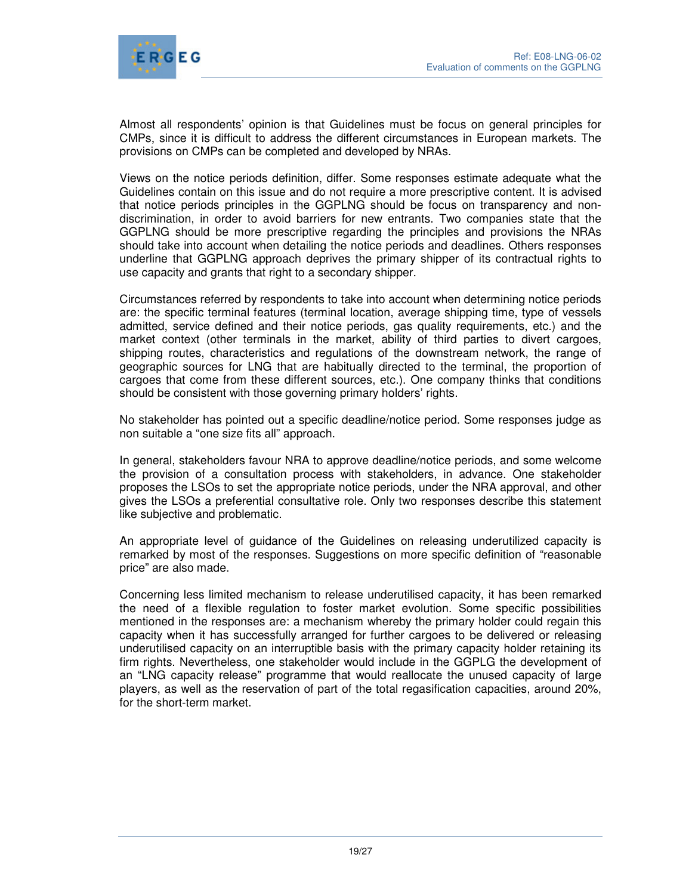Almost all respondents' opinion is that Guidelines must be focus on general principles for CMPs, since it is difficult to address the different circumstances in European markets. The provisions on CMPs can be completed and developed by NRAs.

Views on the notice periods definition, differ. Some responses estimate adequate what the Guidelines contain on this issue and do not require a more prescriptive content. It is advised that notice periods principles in the GGPLNG should be focus on transparency and non-discrimination, in order to avoid barriers for new entrants. Two companies state that the GGPLNG should be more prescriptive regarding the principles and provisions the NRAs should take into account when detailing the notice periods and deadlines. Others responses underline that GGPLNG approach deprives the primary shipper of its contractual rights to use capacity and grants that right to a secondary shipper.

Circumstances referred by respondents to take into account when determining notice periods are: the specific terminal features (terminal location, average shipping time, type of vessels admitted, service defined and their notice periods, gas quality requirements, etc.) and the market context (other terminals in the market, ability of third parties to divert cargoes, shipping routes, characteristics and regulations of the downstream network, the range of geographic sources for LNG that are habitually directed to the terminal, the proportion of cargoes that come from these different sources, etc.). One company thinks that conditions should be consistent with those governing primary holders' rights.

No stakeholder has pointed out a specific deadline/notice period. Some responses judge as non suitable a "one size fits all" approach.

In general, stakeholders favour NRA to approve deadline/notice periods, and some welcome the provision of a consultation process with stakeholders, in advance. One stakeholder proposes the LSOs to set the appropriate notice periods, under the NRA approval, and other gives the LSOs a preferential consultative role. Only two responses describe this statement like subjective and problematic.

An appropriate level of guidance of the Guidelines on releasing underutilized capacity is remarked by most of the responses. Suggestions on more specific definition of "reasonable price" are also made.

Concerning less limited mechanism to release underutilised capacity, it has been remarked the need of a flexible regulation to foster market evolution. Some specific possibilities mentioned in the responses are: a mechanism whereby the primary holder could regain this capacity when it has successfully arranged for further cargoes to be delivered or releasing underutilised capacity on an interruptible basis with the primary capacity holder retaining its firm rights. Nevertheless, one stakeholder would include in the GGPLG the development of an "LNG capacity release" programme that would reallocate the unused capacity of large players, as well as the reservation of part of the total regasification capacities, around 20%, for the short-term market.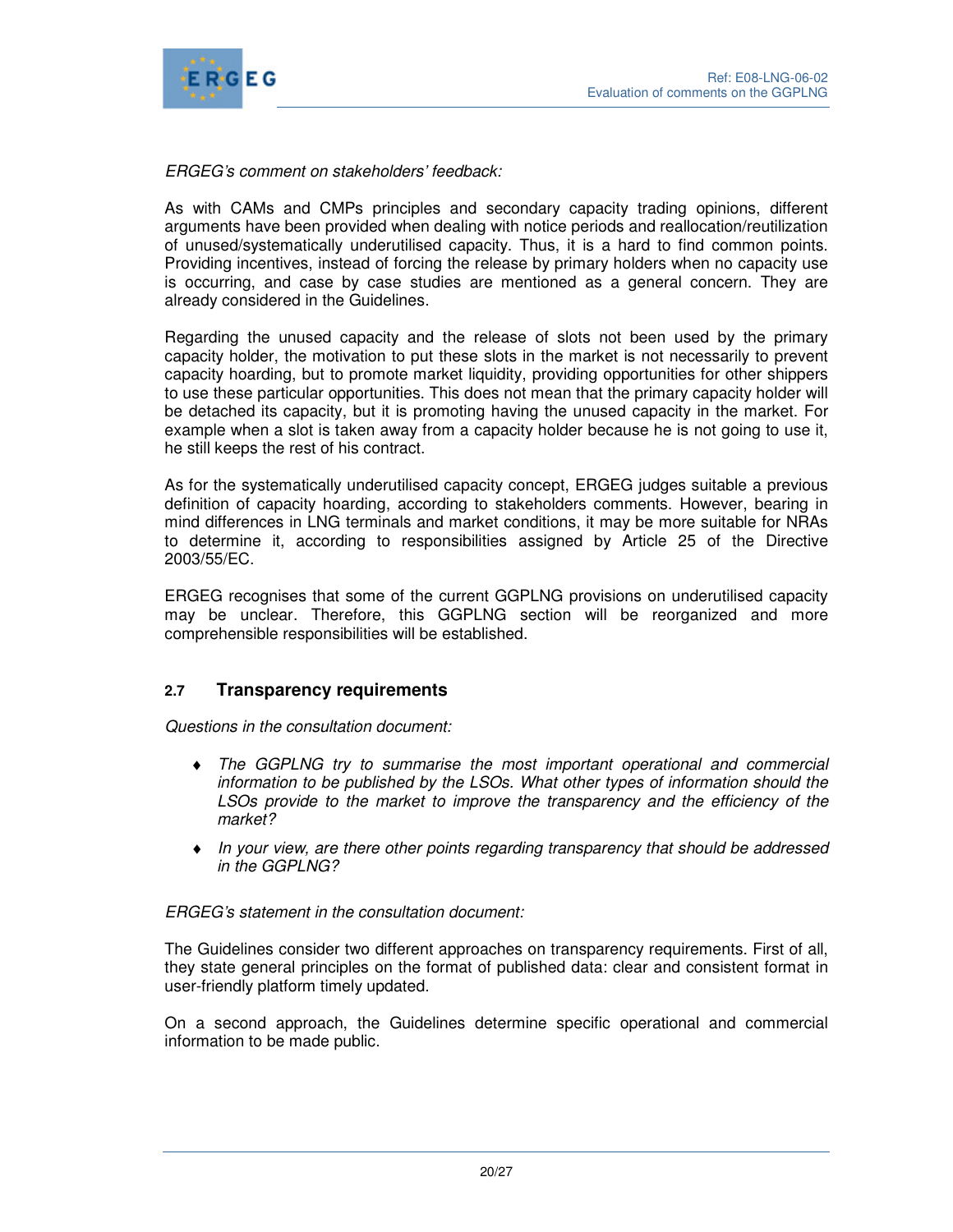*ERGEG's comment on stakeholders' feedback:*

As with CAMs and CMPs principles and secondary capacity trading opinions, different arguments have been provided when dealing with notice periods and reallocation/reutilization of unused/systematically underutilised capacity. Thus, it is a hard to find common points. Providing incentives, instead of forcing the release by primary holders when no capacity use is occurring, and case by case studies are mentioned as a general concern. They are already considered in the Guidelines.

Regarding the unused capacity and the release of slots not been used by the primary capacity holder, the motivation to put these slots in the market is not necessarily to prevent capacity hoarding, but to promote market liquidity, providing opportunities for other shippers to use these particular opportunities. This does not mean that the primary capacity holder will be detached its capacity, but it is promoting having the unused capacity in the market. For example when a slot is taken away from a capacity holder because he is not going to use it, he still keeps the rest of his contract.

As for the systematically underutilised capacity concept, ERGEG judges suitable a previous definition of capacity hoarding, according to stakeholders comments. However, bearing in mind differences in LNG terminals and market conditions, it may be more suitable for NRAs to determine it, according to responsibilities assigned by Article 25 of the Directive 2003/55/EC.

ERGEG recognises that some of the current GGPLNG provisions on underutilised capacity may be unclear. Therefore, this GGPLNG section will be reorganized and more comprehensible responsibilities will be established.

### 2.7 Transparency requirements

*Questions in the consultation document:*

- *The GGPLNG try to summarise the most important operational and commercial information to be published by the LSOs. What other types of information should the LSOs provide to the market to improve the transparency and the efficiency of the market?*
- *In your view, are there other points regarding transparency that should be addressed in the GGPLNG?*

*ERGEG's statement in the consultation document:*

The Guidelines consider two different approaches on transparency requirements. First of all, they state general principles on the format of published data: clear and consistent format in user-friendly platform timely updated.

On a second approach, the Guidelines determine specific operational and commercial information to be made public.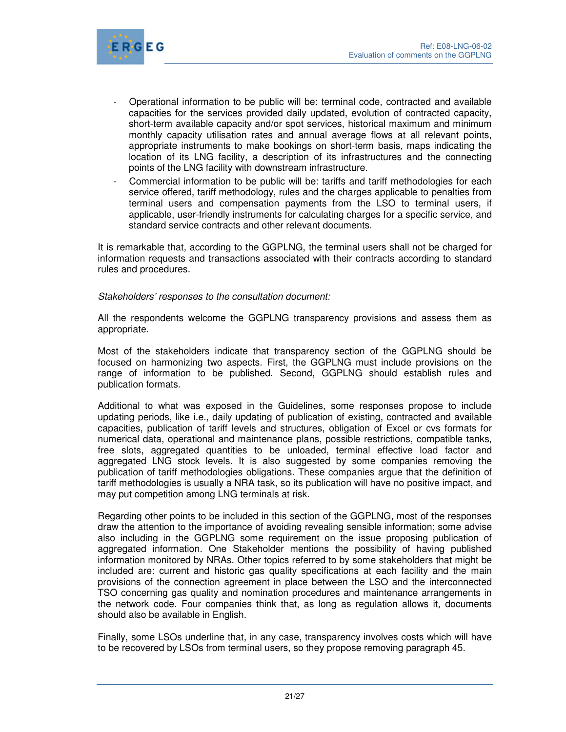- Operational information to be public will be: terminal code, contracted and available capacities for the services provided daily updated, evolution of contracted capacity, short-term available capacity and/or spot services, historical maximum and minimum monthly capacity utilisation rates and annual average flows at all relevant points, appropriate instruments to make bookings on short-term basis, maps indicating the location of its LNG facility, a description of its infrastructures and the connecting points of the LNG facility with downstream infrastructure.
- Commercial information to be public will be: tariffs and tariff methodologies for each service offered, tariff methodology, rules and the charges applicable to penalties from terminal users and compensation payments from the LSO to terminal users, if applicable, user-friendly instruments for calculating charges for a specific service, and standard service contracts and other relevant documents.

It is remarkable that, according to the GGPLNG, the terminal users shall not be charged for information requests and transactions associated with their contracts according to standard rules and procedures.

*Stakeholders' responses to the consultation document:*

All the respondents welcome the GGPLNG transparency provisions and assess them as appropriate.

Most of the stakeholders indicate that transparency section of the GGPLNG should be focused on harmonizing two aspects. First, the GGPLNG must include provisions on the range of information to be published. Second, GGPLNG should establish rules and publication formats.

Additional to what was exposed in the Guidelines, some responses propose to include updating periods, like i.e., daily updating of publication of existing, contracted and available capacities, publication of tariff levels and structures, obligation of Excel or cvs formats for numerical data, operational and maintenance plans, possible restrictions, compatible tanks, free slots, aggregated quantities to be unloaded, terminal effective load factor and aggregated LNG stock levels. It is also suggested by some companies removing the publication of tariff methodologies obligations. These companies argue that the definition of tariff methodologies is usually a NRA task, so its publication will have no positive impact, and may put competition among LNG terminals at risk.

Regarding other points to be included in this section of the GGPLNG, most of the responses draw the attention to the importance of avoiding revealing sensible information; some advise also including in the GGPLNG some requirement on the issue proposing publication of aggregated information. One Stakeholder mentions the possibility of having published information monitored by NRAs. Other topics referred to by some stakeholders that might be included are: current and historic gas quality specifications at each facility and the main provisions of the connection agreement in place between the LSO and the interconnected TSO concerning gas quality and nomination procedures and maintenance arrangements in the network code. Four companies think that, as long as regulation allows it, documents should also be available in English.

Finally, some LSOs underline that, in any case, transparency involves costs which will have to be recovered by LSOs from terminal users, so they propose removing paragraph 45.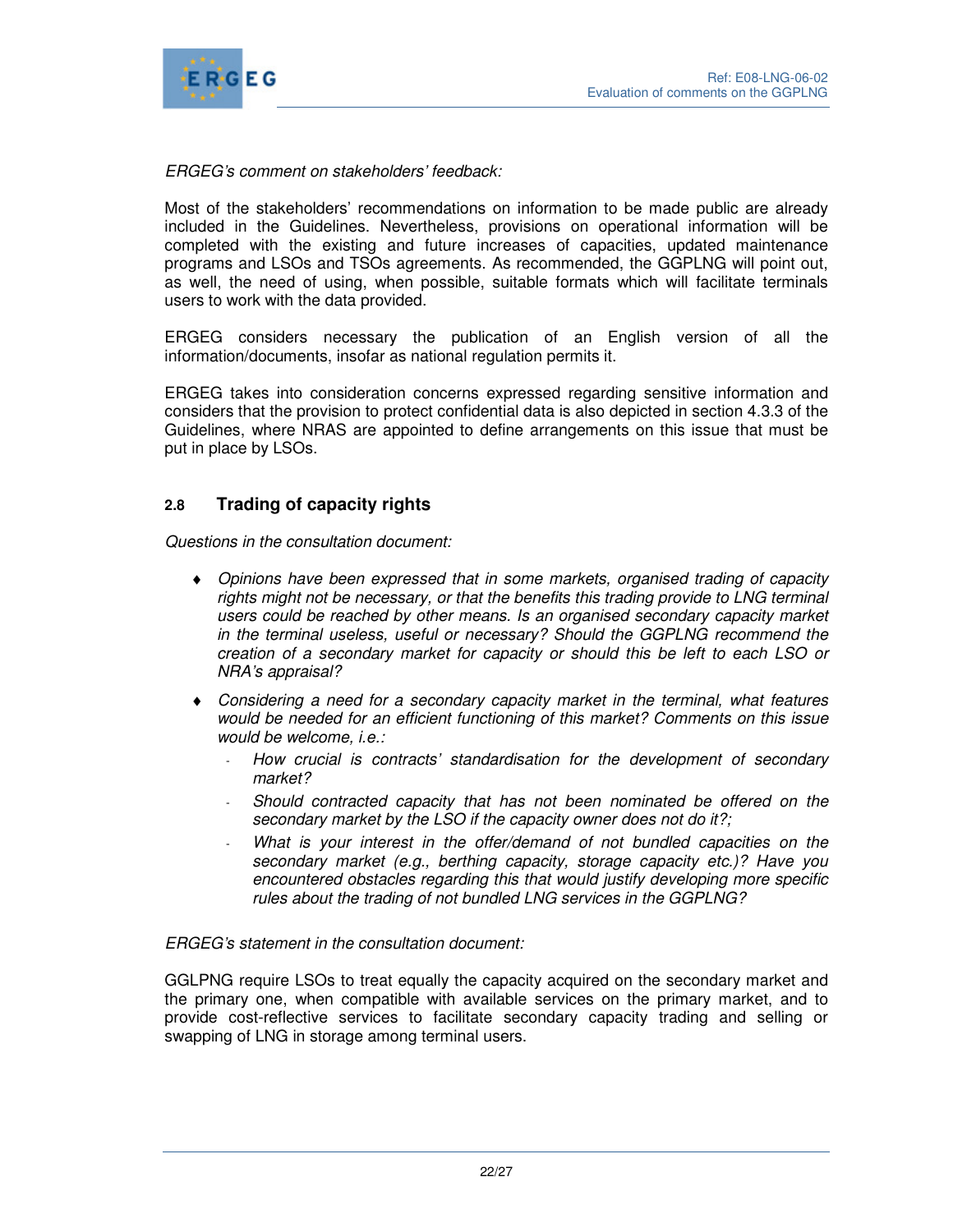*ERGEG's comment on stakeholders' feedback:*

Most of the stakeholders' recommendations on information to be made public are already included in the Guidelines. Nevertheless, provisions on operational information will be completed with the existing and future increases of capacities, updated maintenance programs and LSOs and TSOs agreements. As recommended, the GGPLNG will point out, as well, the need of using, when possible, suitable formats which will facilitate terminals users to work with the data provided.

ERGEG considers necessary the publication of an English version of all the information/documents, insofar as national regulation permits it.

ERGEG takes into consideration concerns expressed regarding sensitive information and considers that the provision to protect confidential data is also depicted in section 4.3.3 of the Guidelines, where NRAS are appointed to define arrangements on this issue that must be put in place by LSOs.

## 2.8 Trading of capacity rights

*Questions in the consultation document:*

- *Opinions have been expressed that in some markets, organised trading of capacity rights might not be necessary, or that the benefits this trading provide to LNG terminal users could be reached by other means. Is an organised secondary capacity market in the terminal useless, useful or necessary? Should the GGPLNG recommend the creation of a secondary market for capacity or should this be left to each LSO or NRA's appraisal?*
- *Considering a need for a secondary capacity market in the terminal, what features would be needed for an efficient functioning of this market? Comments on this issue would be welcome, i.e.:*
  - *How crucial is contracts' standardisation for the development of secondary market?*
  - *Should contracted capacity that has not been nominated be offered on the secondary market by the LSO if the capacity owner does not do it?;*
  - *What is your interest in the offer/demand of not bundled capacities on the secondary market (e.g., berthing capacity, storage capacity etc.)? Have you encountered obstacles regarding this that would justify developing more specific rules about the trading of not bundled LNG services in the GGPLNG?*

*ERGEG's statement in the consultation document:*

GGLPNG require LSOs to treat equally the capacity acquired on the secondary market and the primary one, when compatible with available services on the primary market, and to provide cost-reflective services to facilitate secondary capacity trading and selling or swapping of LNG in storage among terminal users.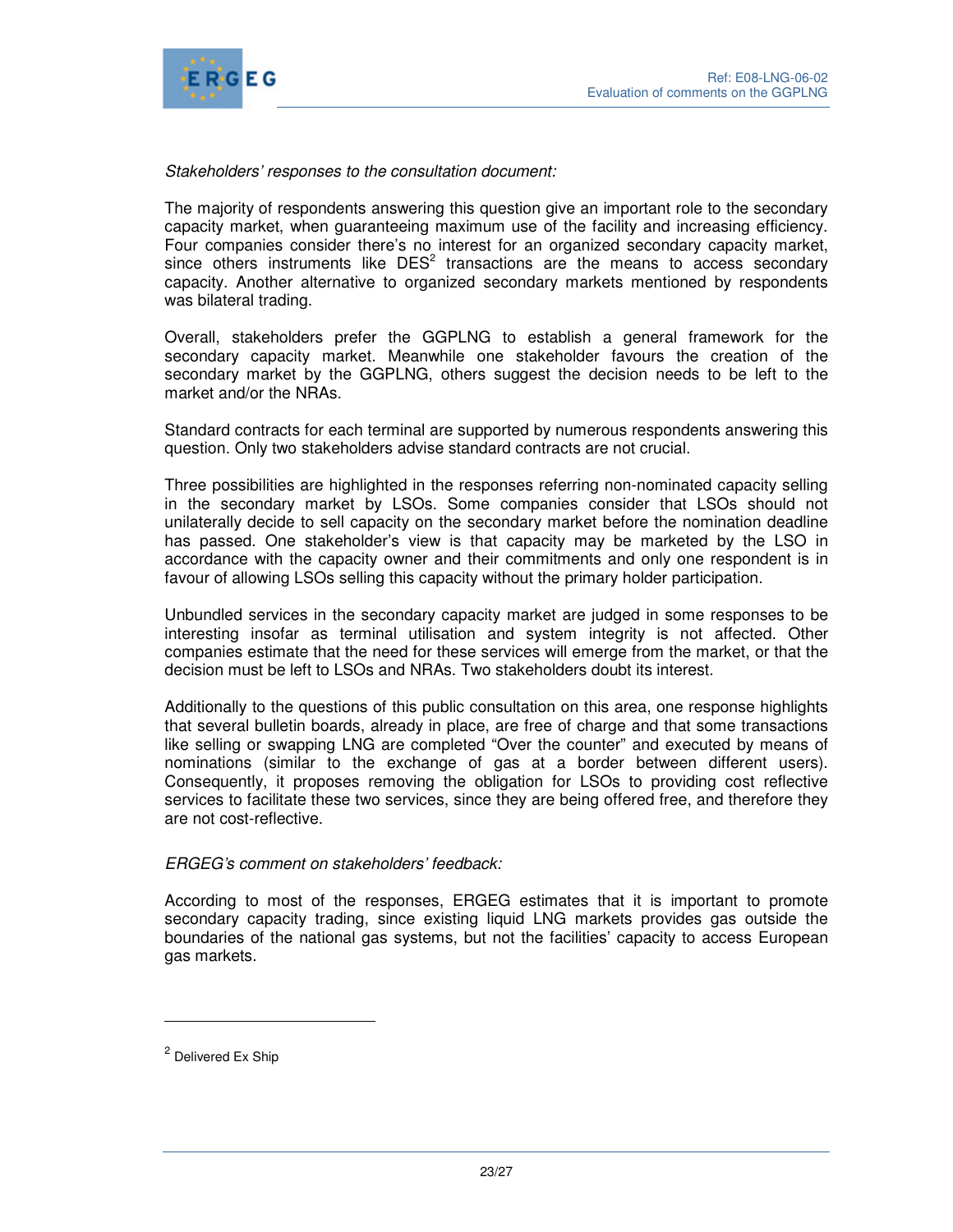*Stakeholders' responses to the consultation document:*

The majority of respondents answering this question give an important role to the secondary capacity market, when guaranteeing maximum use of the facility and increasing efficiency. Four companies consider there's no interest for an organized secondary capacity market, since others instruments like DES[2] transactions are the means to access secondary capacity. Another alternative to organized secondary markets mentioned by respondents was bilateral trading.

Overall, stakeholders prefer the GGPLNG to establish a general framework for the secondary capacity market. Meanwhile one stakeholder favours the creation of the secondary market by the GGPLNG, others suggest the decision needs to be left to the market and/or the NRAs.

Standard contracts for each terminal are supported by numerous respondents answering this question. Only two stakeholders advise standard contracts are not crucial.

Three possibilities are highlighted in the responses referring non-nominated capacity selling in the secondary market by LSOs. Some companies consider that LSOs should not unilaterally decide to sell capacity on the secondary market before the nomination deadline has passed. One stakeholder's view is that capacity may be marketed by the LSO in accordance with the capacity owner and their commitments and only one respondent is in favour of allowing LSOs selling this capacity without the primary holder participation.

Unbundled services in the secondary capacity market are judged in some responses to be interesting insofar as terminal utilisation and system integrity is not affected. Other companies estimate that the need for these services will emerge from the market, or that the decision must be left to LSOs and NRAs. Two stakeholders doubt its interest.

Additionally to the questions of this public consultation on this area, one response highlights that several bulletin boards, already in place, are free of charge and that some transactions like selling or swapping LNG are completed "Over the counter" and executed by means of nominations (similar to the exchange of gas at a border between different users). Consequently, it proposes removing the obligation for LSOs to providing cost reflective services to facilitate these two services, since they are being offered free, and therefore they are not cost-reflective.

*ERGEG's comment on stakeholders' feedback:*

According to most of the responses, ERGEG estimates that it is important to promote secondary capacity trading, since existing liquid LNG markets provides gas outside the boundaries of the national gas systems, but not the facilities' capacity to access European gas markets.

---

[2] Delivered Ex Ship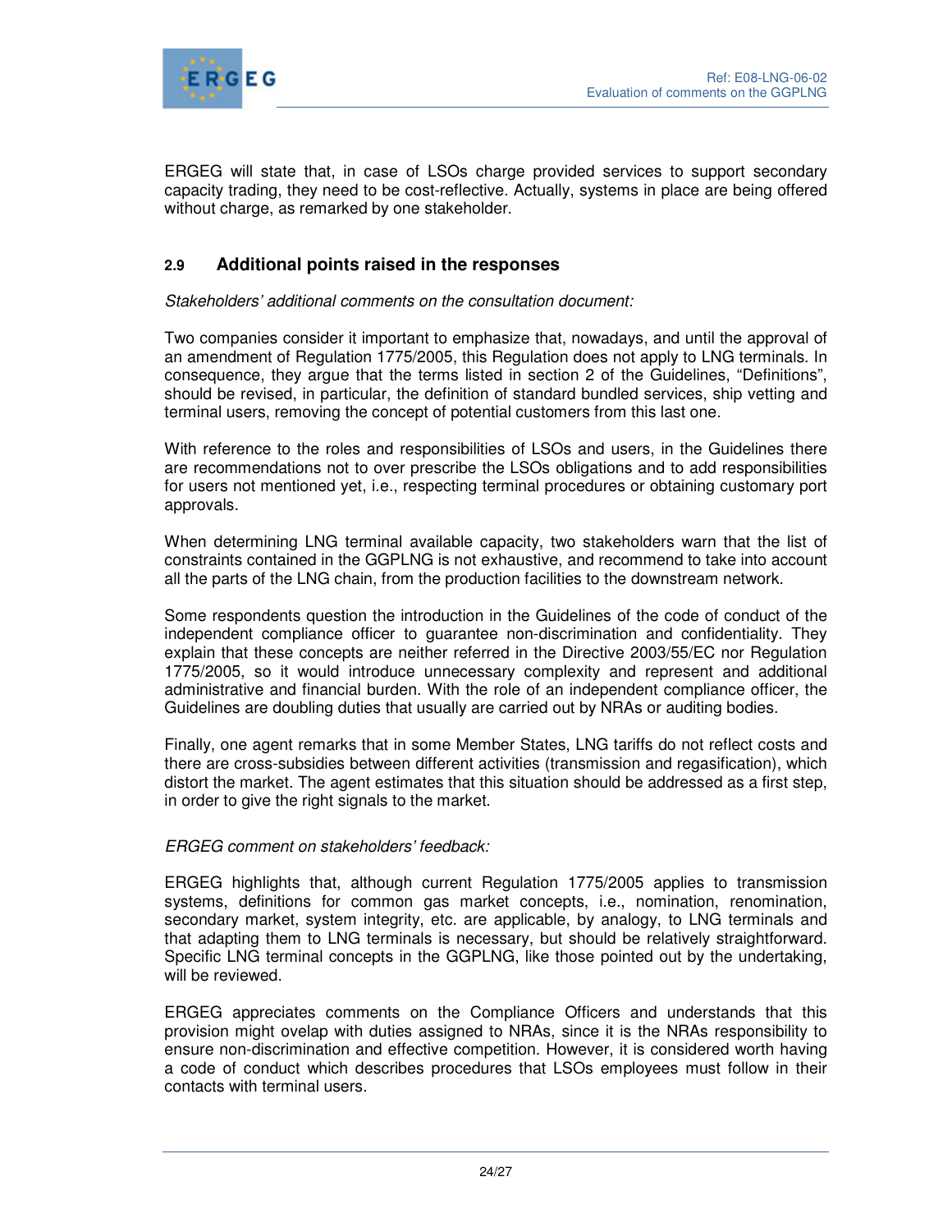ERGEG will state that, in case of LSOs charge provided services to support secondary capacity trading, they need to be cost-reflective. Actually, systems in place are being offered without charge, as remarked by one stakeholder.

## 2.9 Additional points raised in the responses

*Stakeholders' additional comments on the consultation document:*

Two companies consider it important to emphasize that, nowadays, and until the approval of an amendment of Regulation 1775/2005, this Regulation does not apply to LNG terminals. In consequence, they argue that the terms listed in section 2 of the Guidelines, "Definitions", should be revised, in particular, the definition of standard bundled services, ship vetting and terminal users, removing the concept of potential customers from this last one.

With reference to the roles and responsibilities of LSOs and users, in the Guidelines there are recommendations not to over prescribe the LSOs obligations and to add responsibilities for users not mentioned yet, i.e., respecting terminal procedures or obtaining customary port approvals.

When determining LNG terminal available capacity, two stakeholders warn that the list of constraints contained in the GGPLNG is not exhaustive, and recommend to take into account all the parts of the LNG chain, from the production facilities to the downstream network.

Some respondents question the introduction in the Guidelines of the code of conduct of the independent compliance officer to guarantee non-discrimination and confidentiality. They explain that these concepts are neither referred in the Directive 2003/55/EC nor Regulation 1775/2005, so it would introduce unnecessary complexity and represent and additional administrative and financial burden. With the role of an independent compliance officer, the Guidelines are doubling duties that usually are carried out by NRAs or auditing bodies.

Finally, one agent remarks that in some Member States, LNG tariffs do not reflect costs and there are cross-subsidies between different activities (transmission and regasification), which distort the market. The agent estimates that this situation should be addressed as a first step, in order to give the right signals to the market.

*ERGEG comment on stakeholders' feedback:*

ERGEG highlights that, although current Regulation 1775/2005 applies to transmission systems, definitions for common gas market concepts, i.e., nomination, renomination, secondary market, system integrity, etc. are applicable, by analogy, to LNG terminals and that adapting them to LNG terminals is necessary, but should be relatively straightforward. Specific LNG terminal concepts in the GGPLNG, like those pointed out by the undertaking, will be reviewed.

ERGEG appreciates comments on the Compliance Officers and understands that this provision might ovelap with duties assigned to NRAs, since it is the NRAs responsibility to ensure non-discrimination and effective competition. However, it is considered worth having a code of conduct which describes procedures that LSOs employees must follow in their contacts with terminal users.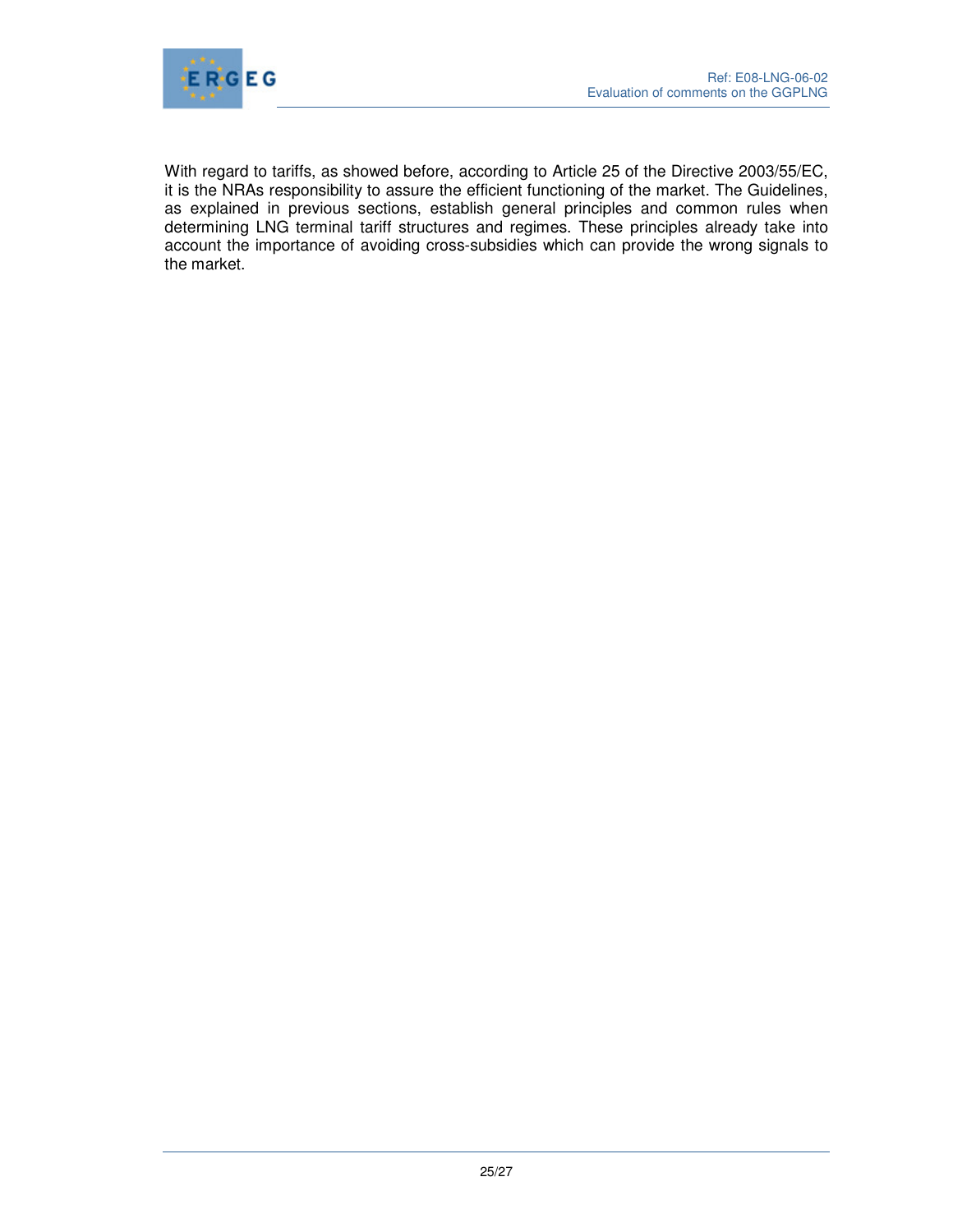With regard to tariffs, as showed before, according to Article 25 of the Directive 2003/55/EC, it is the NRAs responsibility to assure the efficient functioning of the market. The Guidelines, as explained in previous sections, establish general principles and common rules when determining LNG terminal tariff structures and regimes. These principles already take into account the importance of avoiding cross-subsidies which can provide the wrong signals to the market.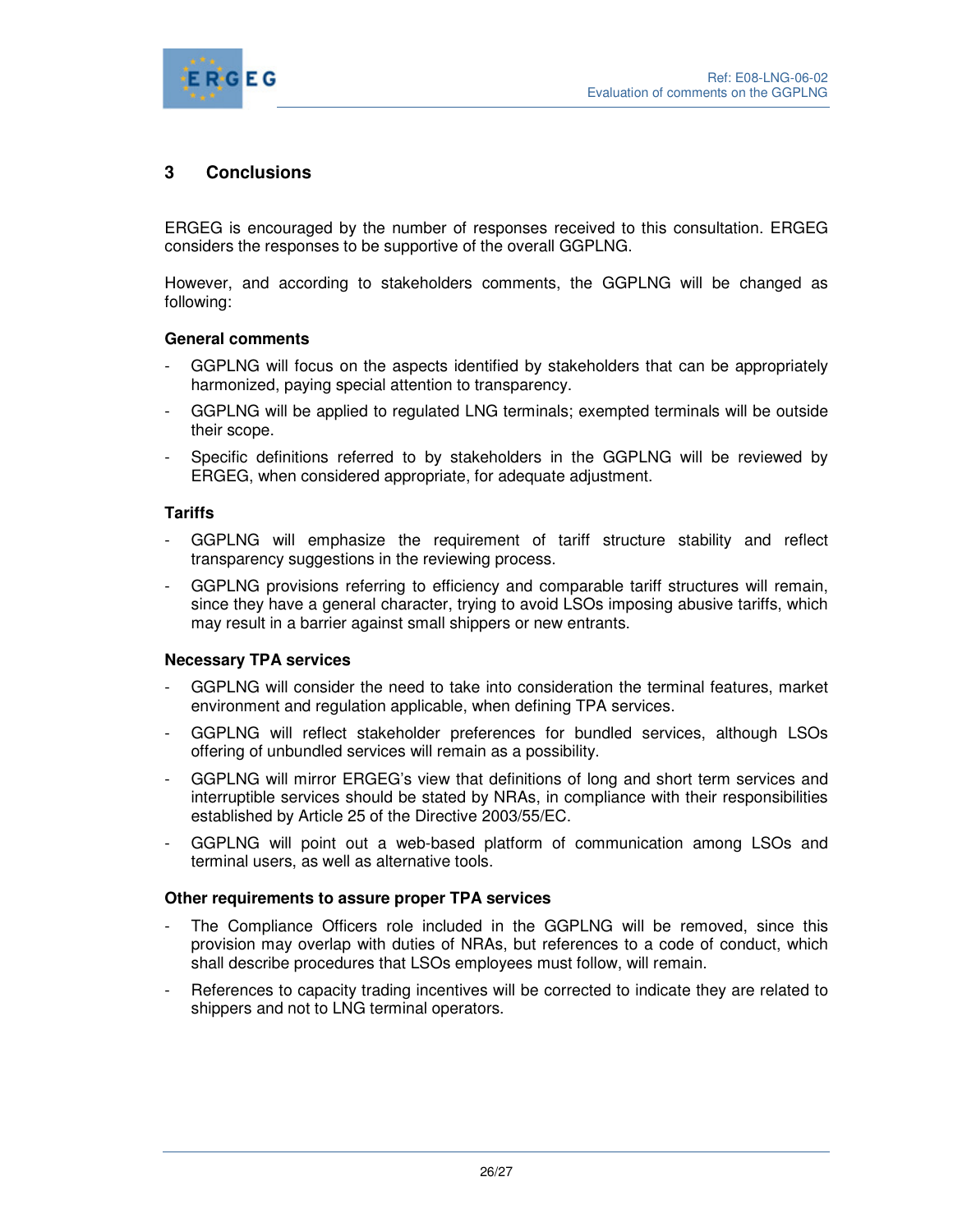# 3 Conclusions

ERGEG is encouraged by the number of responses received to this consultation. ERGEG considers the responses to be supportive of the overall GGPLNG.

However, and according to stakeholders comments, the GGPLNG will be changed as following:

**General comments**

- GGPLNG will focus on the aspects identified by stakeholders that can be appropriately harmonized, paying special attention to transparency.
- GGPLNG will be applied to regulated LNG terminals; exempted terminals will be outside their scope.
- Specific definitions referred to by stakeholders in the GGPLNG will be reviewed by ERGEG, when considered appropriate, for adequate adjustment.

**Tariffs**

- GGPLNG will emphasize the requirement of tariff structure stability and reflect transparency suggestions in the reviewing process.
- GGPLNG provisions referring to efficiency and comparable tariff structures will remain, since they have a general character, trying to avoid LSOs imposing abusive tariffs, which may result in a barrier against small shippers or new entrants.

**Necessary TPA services**

- GGPLNG will consider the need to take into consideration the terminal features, market environment and regulation applicable, when defining TPA services.
- GGPLNG will reflect stakeholder preferences for bundled services, although LSOs offering of unbundled services will remain as a possibility.
- GGPLNG will mirror ERGEG's view that definitions of long and short term services and interruptible services should be stated by NRAs, in compliance with their responsibilities established by Article 25 of the Directive 2003/55/EC.
- GGPLNG will point out a web-based platform of communication among LSOs and terminal users, as well as alternative tools.

**Other requirements to assure proper TPA services**

- The Compliance Officers role included in the GGPLNG will be removed, since this provision may overlap with duties of NRAs, but references to a code of conduct, which shall describe procedures that LSOs employees must follow, will remain.
- References to capacity trading incentives will be corrected to indicate they are related to shippers and not to LNG terminal operators.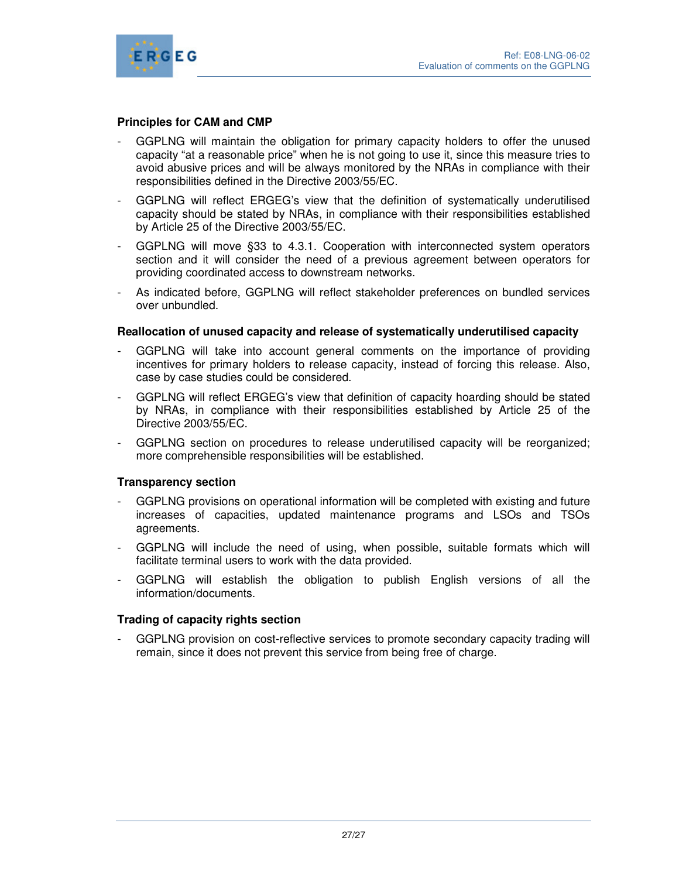**Principles for CAM and CMP**

- GGPLNG will maintain the obligation for primary capacity holders to offer the unused capacity "at a reasonable price" when he is not going to use it, since this measure tries to avoid abusive prices and will be always monitored by the NRAs in compliance with their responsibilities defined in the Directive 2003/55/EC.
- GGPLNG will reflect ERGEG's view that the definition of systematically underutilised capacity should be stated by NRAs, in compliance with their responsibilities established by Article 25 of the Directive 2003/55/EC.
- GGPLNG will move §33 to 4.3.1. Cooperation with interconnected system operators section and it will consider the need of a previous agreement between operators for providing coordinated access to downstream networks.
- As indicated before, GGPLNG will reflect stakeholder preferences on bundled services over unbundled.

**Reallocation of unused capacity and release of systematically underutilised capacity**

- GGPLNG will take into account general comments on the importance of providing incentives for primary holders to release capacity, instead of forcing this release. Also, case by case studies could be considered.
- GGPLNG will reflect ERGEG's view that definition of capacity hoarding should be stated by NRAs, in compliance with their responsibilities established by Article 25 of the Directive 2003/55/EC.
- GGPLNG section on procedures to release underutilised capacity will be reorganized; more comprehensible responsibilities will be established.

**Transparency section**

- GGPLNG provisions on operational information will be completed with existing and future increases of capacities, updated maintenance programs and LSOs and TSOs agreements.
- GGPLNG will include the need of using, when possible, suitable formats which will facilitate terminal users to work with the data provided.
- GGPLNG will establish the obligation to publish English versions of all the information/documents.

**Trading of capacity rights section**

- GGPLNG provision on cost-reflective services to promote secondary capacity trading will remain, since it does not prevent this service from being free of charge.